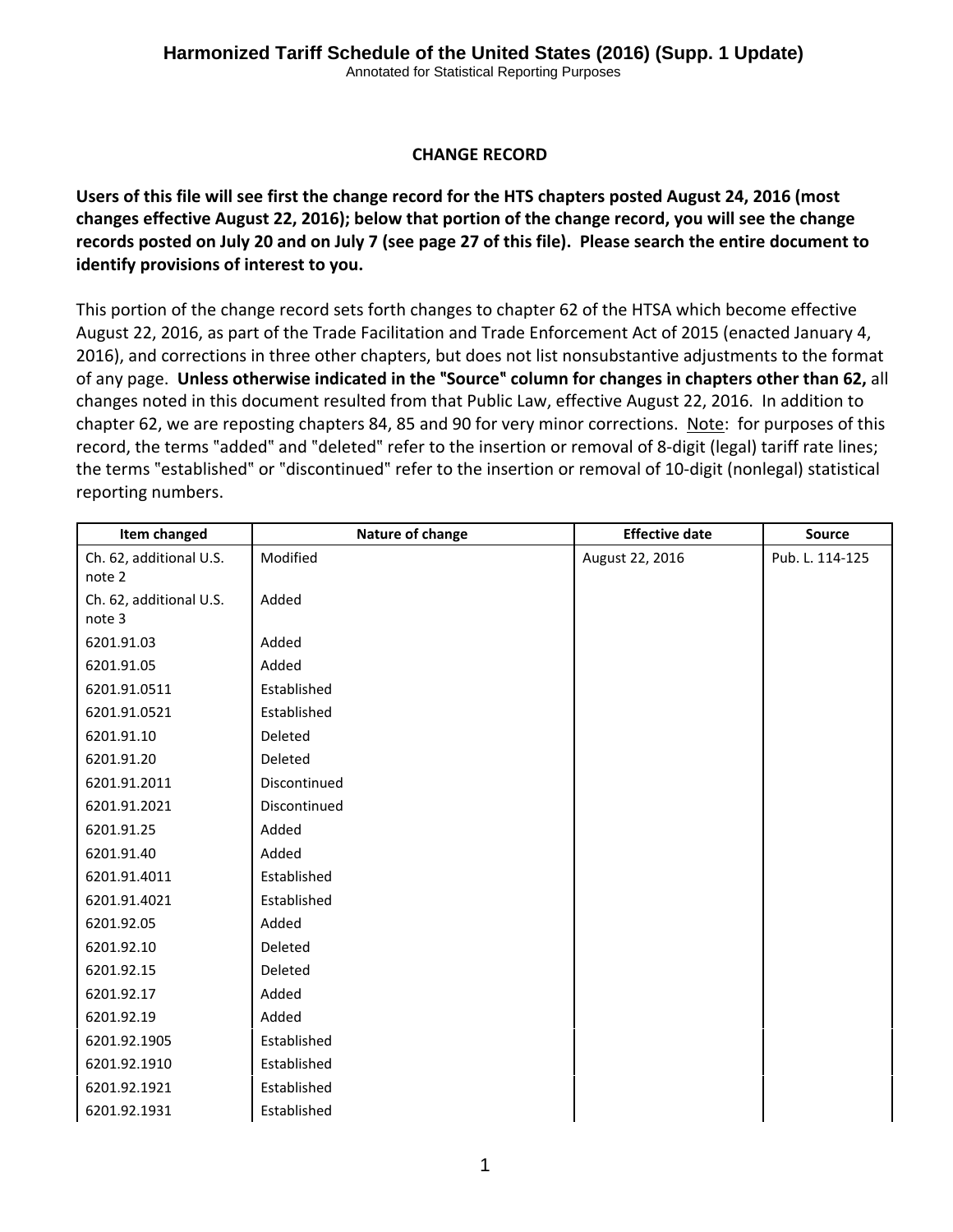# Harmonized Tariff Schedule of the United States (2016) (Supp. 1 Update)

Annotated for Statistical Reporting Purposes

## CHANGE RECORD

**Users of this file will see first the change record for the HTS chapters posted August 24, 2016 (most changes effective August 22, 2016); below that portion of the change record, you will see the change records posted on July 20 and on July 7 (see page 27 of this file). Please search the entire document to identify provisions of interest to you.**

This portion of the change record sets forth changes to chapter 62 of the HTSA which become effective August 22, 2016, as part of the Trade Facilitation and Trade Enforcement Act of 2015 (enacted January 4, 2016), and corrections in three other chapters, but does not list nonsubstantive adjustments to the format of any page. **Unless otherwise indicated in the "Source" column for changes in chapters other than 62,** all changes noted in this document resulted from that Public Law, effective August 22, 2016. In addition to chapter 62, we are reposting chapters 84, 85 and 90 for very minor corrections. Note: for purposes of this record, the terms "added" and "deleted" refer to the insertion or removal of 8-digit (legal) tariff rate lines; the terms "established" or "discontinued" refer to the insertion or removal of 10-digit (nonlegal) statistical reporting numbers.

| Item changed | Nature of change | Effective date | Source |
|---|---|---|---|
| Ch. 62, additional U.S. note 2 | Modified | August 22, 2016 | Pub. L. 114-125 |
| Ch. 62, additional U.S. note 3 | Added | | |
| 6201.91.03 | Added | | |
| 6201.91.05 | Added | | |
| 6201.91.0511 | Established | | |
| 6201.91.0521 | Established | | |
| 6201.91.10 | Deleted | | |
| 6201.91.20 | Deleted | | |
| 6201.91.2011 | Discontinued | | |
| 6201.91.2021 | Discontinued | | |
| 6201.91.25 | Added | | |
| 6201.91.40 | Added | | |
| 6201.91.4011 | Established | | |
| 6201.91.4021 | Established | | |
| 6201.92.05 | Added | | |
| 6201.92.10 | Deleted | | |
| 6201.92.15 | Deleted | | |
| 6201.92.17 | Added | | |
| 6201.92.19 | Added | | |
| 6201.92.1905 | Established | | |
| 6201.92.1910 | Established | | |
| 6201.92.1921 | Established | | |
| 6201.92.1931 | Established | | |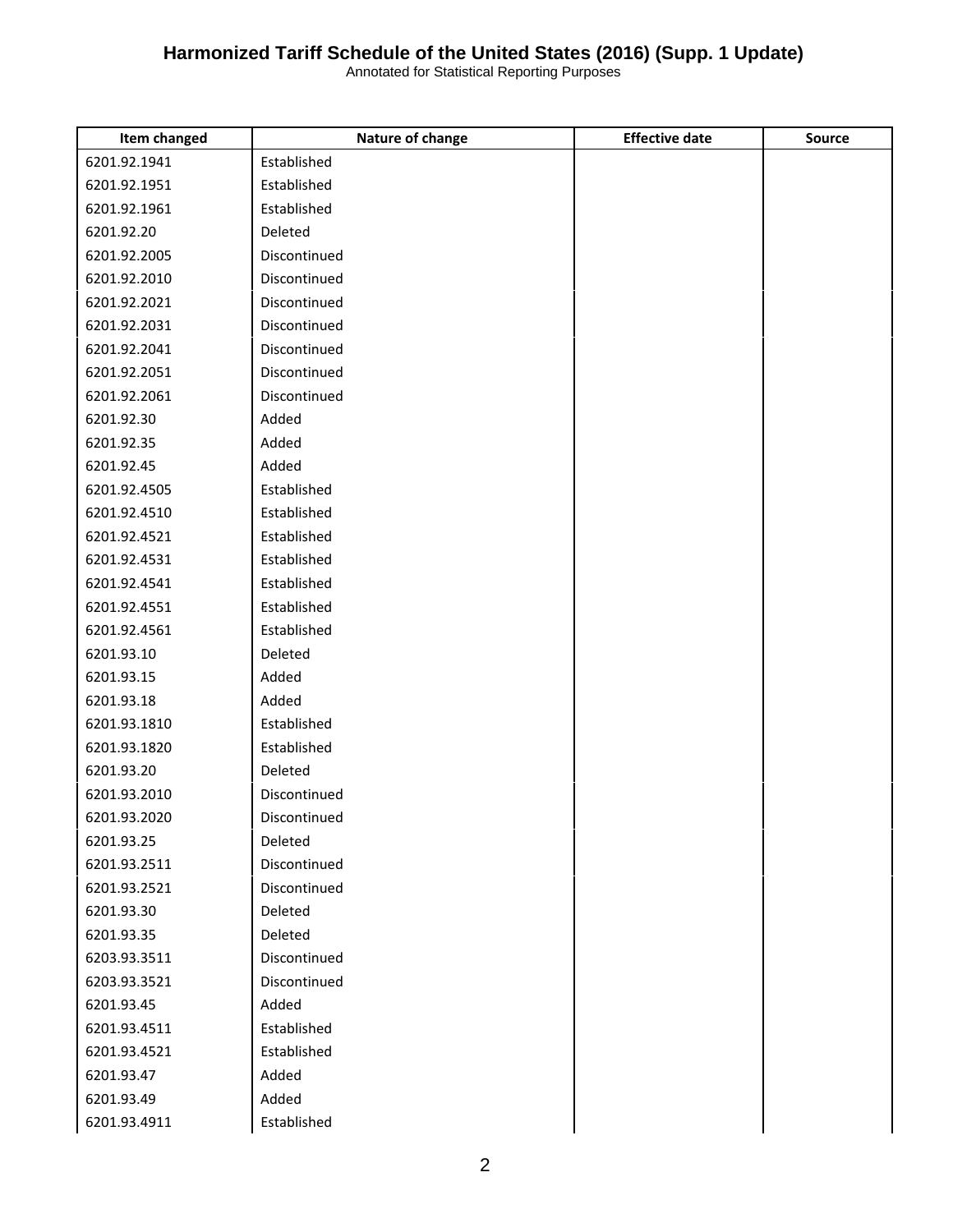| Item changed | Nature of change | Effective date | Source |
|---|---|---|---|
| 6201.92.1941 | Established | | |
| 6201.92.1951 | Established | | |
| 6201.92.1961 | Established | | |
| 6201.92.20 | Deleted | | |
| 6201.92.2005 | Discontinued | | |
| 6201.92.2010 | Discontinued | | |
| 6201.92.2021 | Discontinued | | |
| 6201.92.2031 | Discontinued | | |
| 6201.92.2041 | Discontinued | | |
| 6201.92.2051 | Discontinued | | |
| 6201.92.2061 | Discontinued | | |
| 6201.92.30 | Added | | |
| 6201.92.35 | Added | | |
| 6201.92.45 | Added | | |
| 6201.92.4505 | Established | | |
| 6201.92.4510 | Established | | |
| 6201.92.4521 | Established | | |
| 6201.92.4531 | Established | | |
| 6201.92.4541 | Established | | |
| 6201.92.4551 | Established | | |
| 6201.92.4561 | Established | | |
| 6201.93.10 | Deleted | | |
| 6201.93.15 | Added | | |
| 6201.93.18 | Added | | |
| 6201.93.1810 | Established | | |
| 6201.93.1820 | Established | | |
| 6201.93.20 | Deleted | | |
| 6201.93.2010 | Discontinued | | |
| 6201.93.2020 | Discontinued | | |
| 6201.93.25 | Deleted | | |
| 6201.93.2511 | Discontinued | | |
| 6201.93.2521 | Discontinued | | |
| 6201.93.30 | Deleted | | |
| 6201.93.35 | Deleted | | |
| 6203.93.3511 | Discontinued | | |
| 6203.93.3521 | Discontinued | | |
| 6201.93.45 | Added | | |
| 6201.93.4511 | Established | | |
| 6201.93.4521 | Established | | |
| 6201.93.47 | Added | | |
| 6201.93.49 | Added | | |
| 6201.93.4911 | Established | | |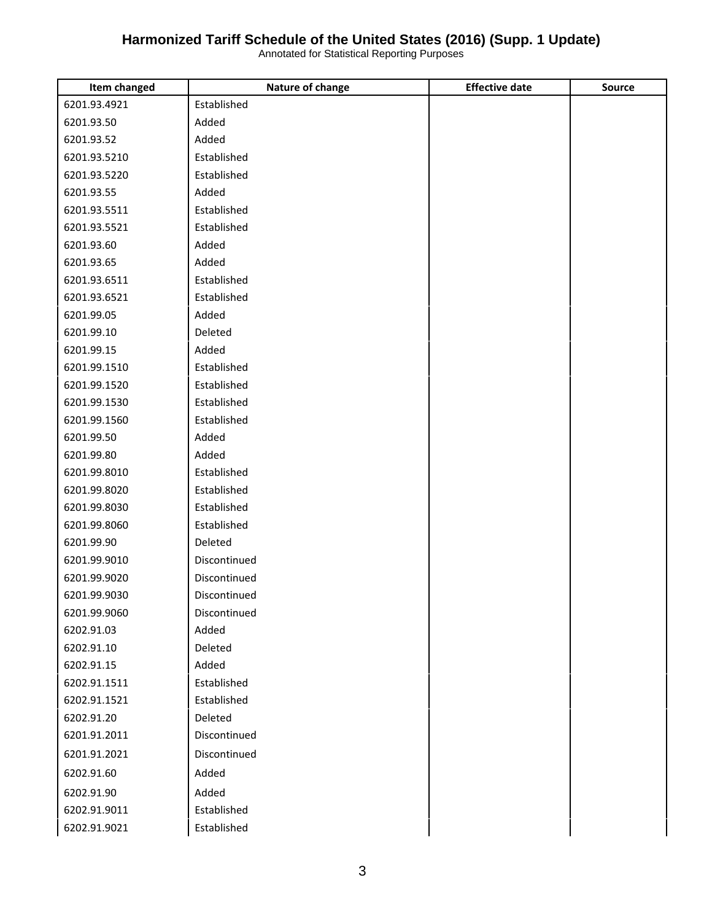# Harmonized Tariff Schedule of the United States (2016) (Supp. 1 Update)

Annotated for Statistical Reporting Purposes

| Item changed | Nature of change | Effective date | Source |
|---|---|---|---|
| 6201.93.4921 | Established | | |
| 6201.93.50 | Added | | |
| 6201.93.52 | Added | | |
| 6201.93.5210 | Established | | |
| 6201.93.5220 | Established | | |
| 6201.93.55 | Added | | |
| 6201.93.5511 | Established | | |
| 6201.93.5521 | Established | | |
| 6201.93.60 | Added | | |
| 6201.93.65 | Added | | |
| 6201.93.6511 | Established | | |
| 6201.93.6521 | Established | | |
| 6201.99.05 | Added | | |
| 6201.99.10 | Deleted | | |
| 6201.99.15 | Added | | |
| 6201.99.1510 | Established | | |
| 6201.99.1520 | Established | | |
| 6201.99.1530 | Established | | |
| 6201.99.1560 | Established | | |
| 6201.99.50 | Added | | |
| 6201.99.80 | Added | | |
| 6201.99.8010 | Established | | |
| 6201.99.8020 | Established | | |
| 6201.99.8030 | Established | | |
| 6201.99.8060 | Established | | |
| 6201.99.90 | Deleted | | |
| 6201.99.9010 | Discontinued | | |
| 6201.99.9020 | Discontinued | | |
| 6201.99.9030 | Discontinued | | |
| 6201.99.9060 | Discontinued | | |
| 6202.91.03 | Added | | |
| 6202.91.10 | Deleted | | |
| 6202.91.15 | Added | | |
| 6202.91.1511 | Established | | |
| 6202.91.1521 | Established | | |
| 6202.91.20 | Deleted | | |
| 6201.91.2011 | Discontinued | | |
| 6201.91.2021 | Discontinued | | |
| 6202.91.60 | Added | | |
| 6202.91.90 | Added | | |
| 6202.91.9011 | Established | | |
| 6202.91.9021 | Established | | |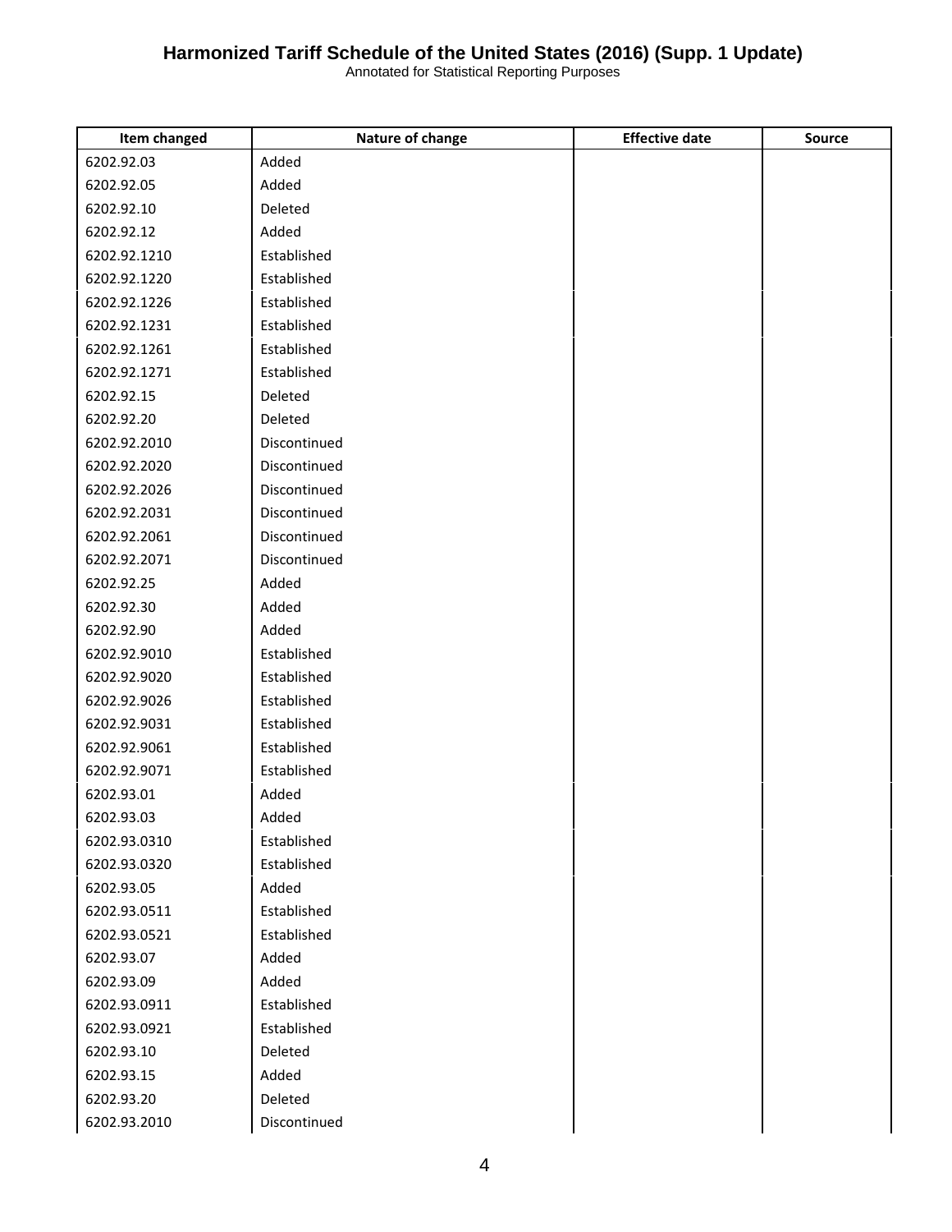| Item changed | Nature of change | Effective date | Source |
|---|---|---|---|
| 6202.92.03 | Added | | |
| 6202.92.05 | Added | | |
| 6202.92.10 | Deleted | | |
| 6202.92.12 | Added | | |
| 6202.92.1210 | Established | | |
| 6202.92.1220 | Established | | |
| 6202.92.1226 | Established | | |
| 6202.92.1231 | Established | | |
| 6202.92.1261 | Established | | |
| 6202.92.1271 | Established | | |
| 6202.92.15 | Deleted | | |
| 6202.92.20 | Deleted | | |
| 6202.92.2010 | Discontinued | | |
| 6202.92.2020 | Discontinued | | |
| 6202.92.2026 | Discontinued | | |
| 6202.92.2031 | Discontinued | | |
| 6202.92.2061 | Discontinued | | |
| 6202.92.2071 | Discontinued | | |
| 6202.92.25 | Added | | |
| 6202.92.30 | Added | | |
| 6202.92.90 | Added | | |
| 6202.92.9010 | Established | | |
| 6202.92.9020 | Established | | |
| 6202.92.9026 | Established | | |
| 6202.92.9031 | Established | | |
| 6202.92.9061 | Established | | |
| 6202.92.9071 | Established | | |
| 6202.93.01 | Added | | |
| 6202.93.03 | Added | | |
| 6202.93.0310 | Established | | |
| 6202.93.0320 | Established | | |
| 6202.93.05 | Added | | |
| 6202.93.0511 | Established | | |
| 6202.93.0521 | Established | | |
| 6202.93.07 | Added | | |
| 6202.93.09 | Added | | |
| 6202.93.0911 | Established | | |
| 6202.93.0921 | Established | | |
| 6202.93.10 | Deleted | | |
| 6202.93.15 | Added | | |
| 6202.93.20 | Deleted | | |
| 6202.93.2010 | Discontinued | | |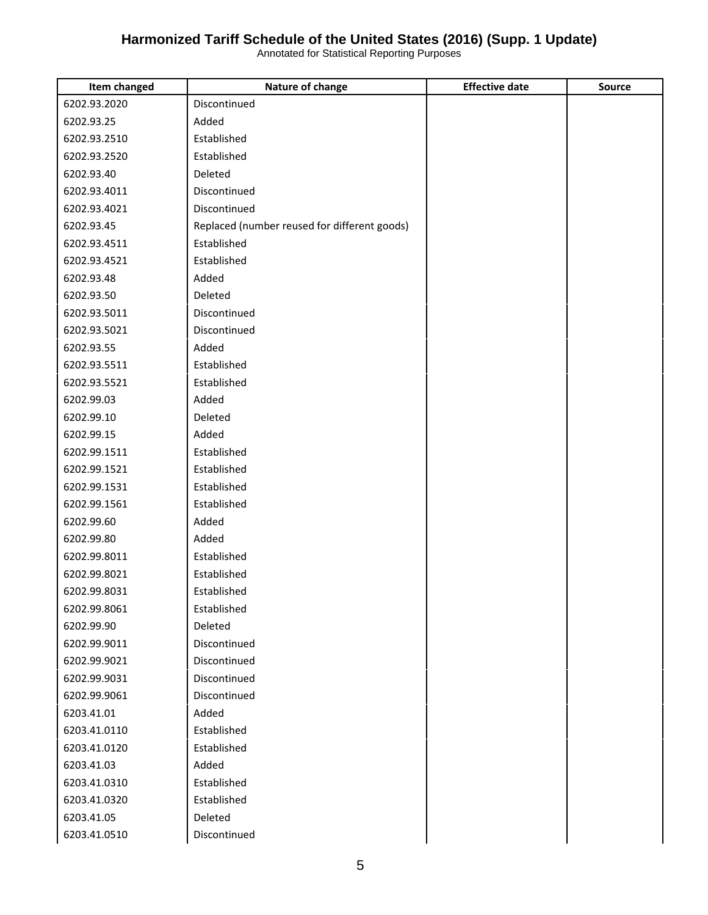| Item changed | Nature of change | Effective date | Source |
|---|---|---|---|
| 6202.93.2020 | Discontinued | | |
| 6202.93.25 | Added | | |
| 6202.93.2510 | Established | | |
| 6202.93.2520 | Established | | |
| 6202.93.40 | Deleted | | |
| 6202.93.4011 | Discontinued | | |
| 6202.93.4021 | Discontinued | | |
| 6202.93.45 | Replaced (number reused for different goods) | | |
| 6202.93.4511 | Established | | |
| 6202.93.4521 | Established | | |
| 6202.93.48 | Added | | |
| 6202.93.50 | Deleted | | |
| 6202.93.5011 | Discontinued | | |
| 6202.93.5021 | Discontinued | | |
| 6202.93.55 | Added | | |
| 6202.93.5511 | Established | | |
| 6202.93.5521 | Established | | |
| 6202.99.03 | Added | | |
| 6202.99.10 | Deleted | | |
| 6202.99.15 | Added | | |
| 6202.99.1511 | Established | | |
| 6202.99.1521 | Established | | |
| 6202.99.1531 | Established | | |
| 6202.99.1561 | Established | | |
| 6202.99.60 | Added | | |
| 6202.99.80 | Added | | |
| 6202.99.8011 | Established | | |
| 6202.99.8021 | Established | | |
| 6202.99.8031 | Established | | |
| 6202.99.8061 | Established | | |
| 6202.99.90 | Deleted | | |
| 6202.99.9011 | Discontinued | | |
| 6202.99.9021 | Discontinued | | |
| 6202.99.9031 | Discontinued | | |
| 6202.99.9061 | Discontinued | | |
| 6203.41.01 | Added | | |
| 6203.41.0110 | Established | | |
| 6203.41.0120 | Established | | |
| 6203.41.03 | Added | | |
| 6203.41.0310 | Established | | |
| 6203.41.0320 | Established | | |
| 6203.41.05 | Deleted | | |
| 6203.41.0510 | Discontinued | | |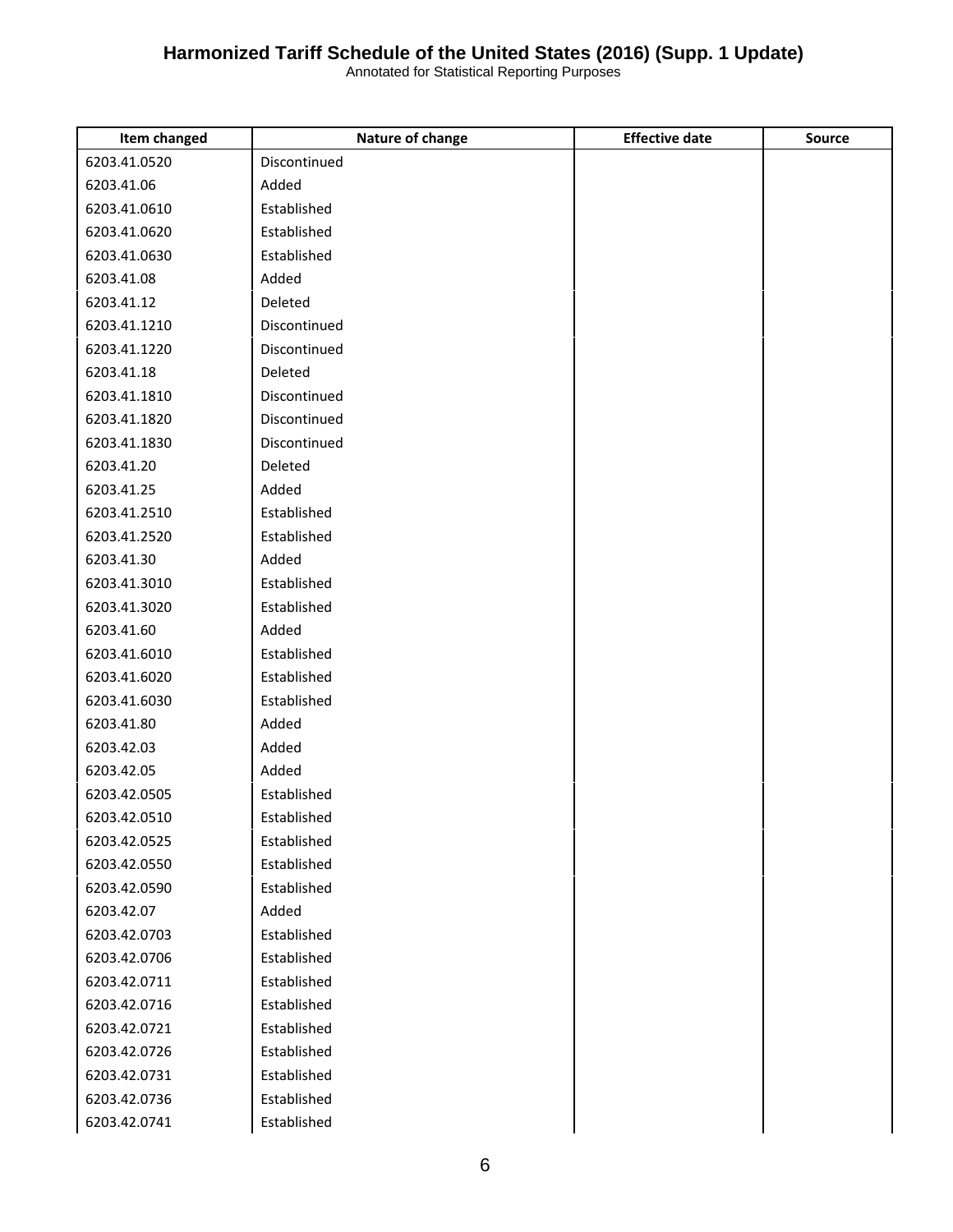| Item changed | Nature of change | Effective date | Source |
|---|---|---|---|
| 6203.41.0520 | Discontinued | | |
| 6203.41.06 | Added | | |
| 6203.41.0610 | Established | | |
| 6203.41.0620 | Established | | |
| 6203.41.0630 | Established | | |
| 6203.41.08 | Added | | |
| 6203.41.12 | Deleted | | |
| 6203.41.1210 | Discontinued | | |
| 6203.41.1220 | Discontinued | | |
| 6203.41.18 | Deleted | | |
| 6203.41.1810 | Discontinued | | |
| 6203.41.1820 | Discontinued | | |
| 6203.41.1830 | Discontinued | | |
| 6203.41.20 | Deleted | | |
| 6203.41.25 | Added | | |
| 6203.41.2510 | Established | | |
| 6203.41.2520 | Established | | |
| 6203.41.30 | Added | | |
| 6203.41.3010 | Established | | |
| 6203.41.3020 | Established | | |
| 6203.41.60 | Added | | |
| 6203.41.6010 | Established | | |
| 6203.41.6020 | Established | | |
| 6203.41.6030 | Established | | |
| 6203.41.80 | Added | | |
| 6203.42.03 | Added | | |
| 6203.42.05 | Added | | |
| 6203.42.0505 | Established | | |
| 6203.42.0510 | Established | | |
| 6203.42.0525 | Established | | |
| 6203.42.0550 | Established | | |
| 6203.42.0590 | Established | | |
| 6203.42.07 | Added | | |
| 6203.42.0703 | Established | | |
| 6203.42.0706 | Established | | |
| 6203.42.0711 | Established | | |
| 6203.42.0716 | Established | | |
| 6203.42.0721 | Established | | |
| 6203.42.0726 | Established | | |
| 6203.42.0731 | Established | | |
| 6203.42.0736 | Established | | |
| 6203.42.0741 | Established | | |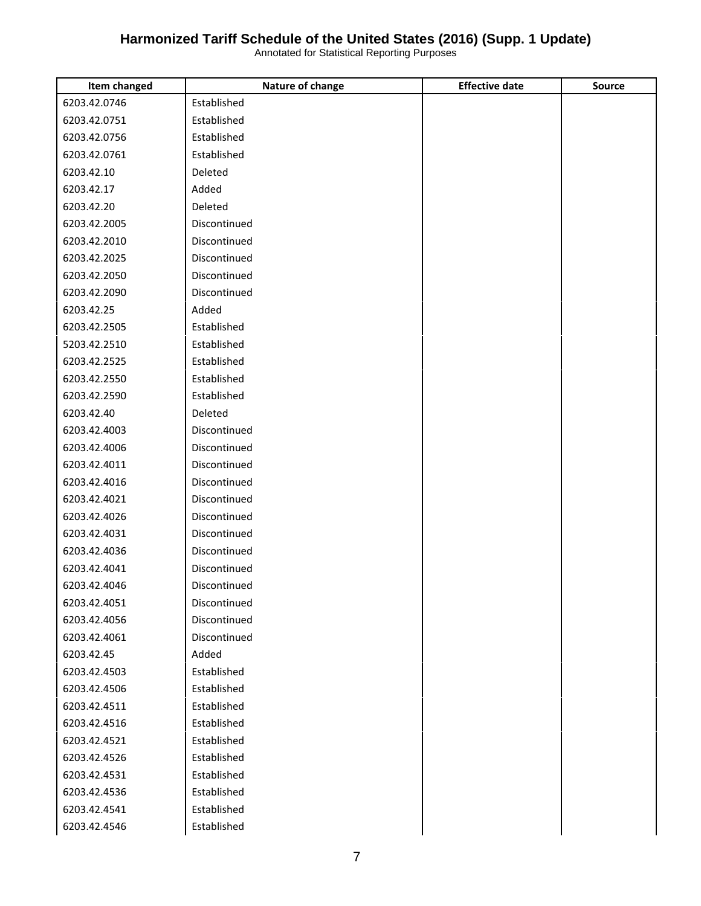# Harmonized Tariff Schedule of the United States (2016) (Supp. 1 Update)

Annotated for Statistical Reporting Purposes

| Item changed | Nature of change | Effective date | Source |
|---|---|---|---|
| 6203.42.0746 | Established | | |
| 6203.42.0751 | Established | | |
| 6203.42.0756 | Established | | |
| 6203.42.0761 | Established | | |
| 6203.42.10 | Deleted | | |
| 6203.42.17 | Added | | |
| 6203.42.20 | Deleted | | |
| 6203.42.2005 | Discontinued | | |
| 6203.42.2010 | Discontinued | | |
| 6203.42.2025 | Discontinued | | |
| 6203.42.2050 | Discontinued | | |
| 6203.42.2090 | Discontinued | | |
| 6203.42.25 | Added | | |
| 6203.42.2505 | Established | | |
| 5203.42.2510 | Established | | |
| 6203.42.2525 | Established | | |
| 6203.42.2550 | Established | | |
| 6203.42.2590 | Established | | |
| 6203.42.40 | Deleted | | |
| 6203.42.4003 | Discontinued | | |
| 6203.42.4006 | Discontinued | | |
| 6203.42.4011 | Discontinued | | |
| 6203.42.4016 | Discontinued | | |
| 6203.42.4021 | Discontinued | | |
| 6203.42.4026 | Discontinued | | |
| 6203.42.4031 | Discontinued | | |
| 6203.42.4036 | Discontinued | | |
| 6203.42.4041 | Discontinued | | |
| 6203.42.4046 | Discontinued | | |
| 6203.42.4051 | Discontinued | | |
| 6203.42.4056 | Discontinued | | |
| 6203.42.4061 | Discontinued | | |
| 6203.42.45 | Added | | |
| 6203.42.4503 | Established | | |
| 6203.42.4506 | Established | | |
| 6203.42.4511 | Established | | |
| 6203.42.4516 | Established | | |
| 6203.42.4521 | Established | | |
| 6203.42.4526 | Established | | |
| 6203.42.4531 | Established | | |
| 6203.42.4536 | Established | | |
| 6203.42.4541 | Established | | |
| 6203.42.4546 | Established | | |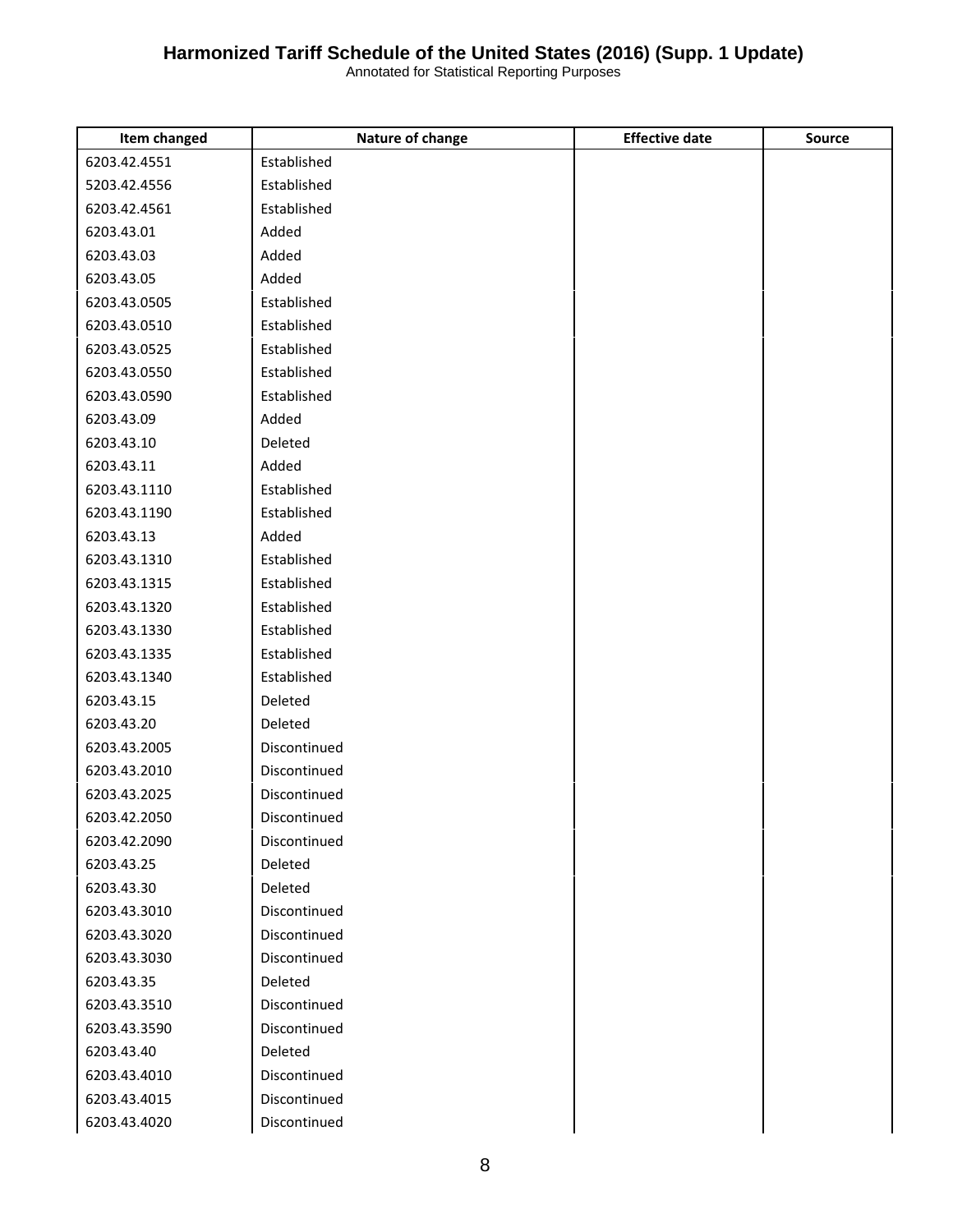| Item changed | Nature of change | Effective date | Source |
| --- | --- | --- | --- |
| 6203.42.4551 | Established | | |
| 5203.42.4556 | Established | | |
| 6203.42.4561 | Established | | |
| 6203.43.01 | Added | | |
| 6203.43.03 | Added | | |
| 6203.43.05 | Added | | |
| 6203.43.0505 | Established | | |
| 6203.43.0510 | Established | | |
| 6203.43.0525 | Established | | |
| 6203.43.0550 | Established | | |
| 6203.43.0590 | Established | | |
| 6203.43.09 | Added | | |
| 6203.43.10 | Deleted | | |
| 6203.43.11 | Added | | |
| 6203.43.1110 | Established | | |
| 6203.43.1190 | Established | | |
| 6203.43.13 | Added | | |
| 6203.43.1310 | Established | | |
| 6203.43.1315 | Established | | |
| 6203.43.1320 | Established | | |
| 6203.43.1330 | Established | | |
| 6203.43.1335 | Established | | |
| 6203.43.1340 | Established | | |
| 6203.43.15 | Deleted | | |
| 6203.43.20 | Deleted | | |
| 6203.43.2005 | Discontinued | | |
| 6203.43.2010 | Discontinued | | |
| 6203.43.2025 | Discontinued | | |
| 6203.42.2050 | Discontinued | | |
| 6203.42.2090 | Discontinued | | |
| 6203.43.25 | Deleted | | |
| 6203.43.30 | Deleted | | |
| 6203.43.3010 | Discontinued | | |
| 6203.43.3020 | Discontinued | | |
| 6203.43.3030 | Discontinued | | |
| 6203.43.35 | Deleted | | |
| 6203.43.3510 | Discontinued | | |
| 6203.43.3590 | Discontinued | | |
| 6203.43.40 | Deleted | | |
| 6203.43.4010 | Discontinued | | |
| 6203.43.4015 | Discontinued | | |
| 6203.43.4020 | Discontinued | | |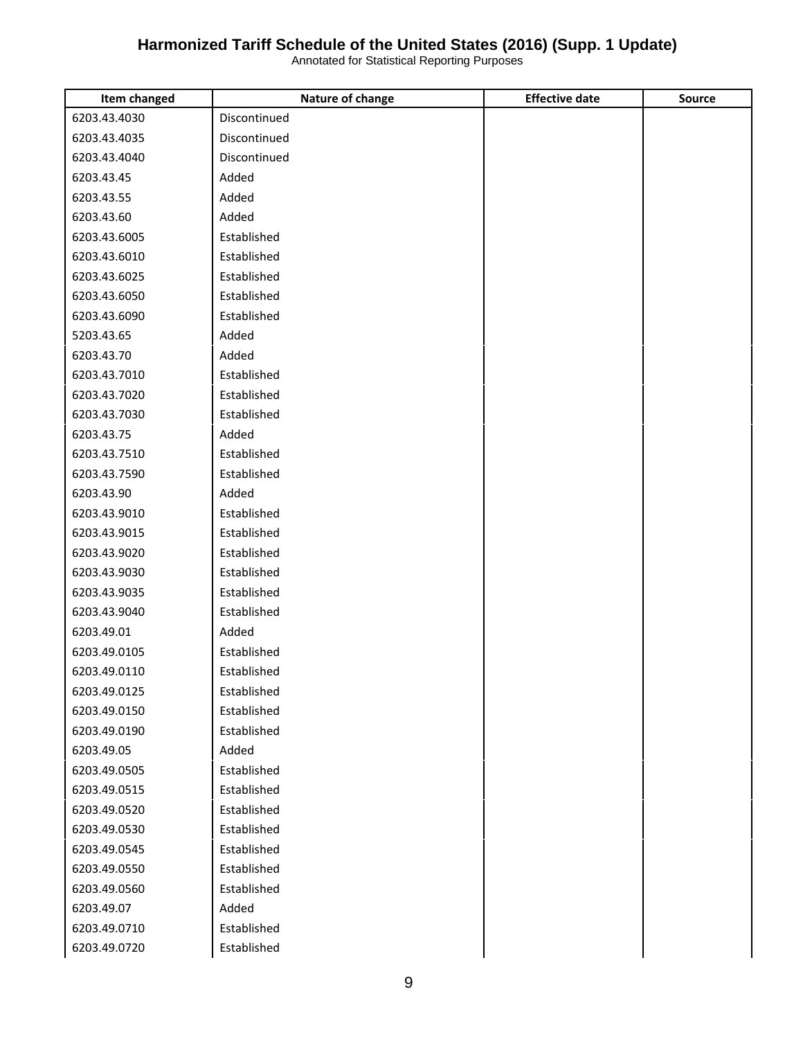# Harmonized Tariff Schedule of the United States (2016) (Supp. 1 Update)

Annotated for Statistical Reporting Purposes

| Item changed | Nature of change | Effective date | Source |
|---|---|---|---|
| 6203.43.4030 | Discontinued | | |
| 6203.43.4035 | Discontinued | | |
| 6203.43.4040 | Discontinued | | |
| 6203.43.45 | Added | | |
| 6203.43.55 | Added | | |
| 6203.43.60 | Added | | |
| 6203.43.6005 | Established | | |
| 6203.43.6010 | Established | | |
| 6203.43.6025 | Established | | |
| 6203.43.6050 | Established | | |
| 6203.43.6090 | Established | | |
| 5203.43.65 | Added | | |
| 6203.43.70 | Added | | |
| 6203.43.7010 | Established | | |
| 6203.43.7020 | Established | | |
| 6203.43.7030 | Established | | |
| 6203.43.75 | Added | | |
| 6203.43.7510 | Established | | |
| 6203.43.7590 | Established | | |
| 6203.43.90 | Added | | |
| 6203.43.9010 | Established | | |
| 6203.43.9015 | Established | | |
| 6203.43.9020 | Established | | |
| 6203.43.9030 | Established | | |
| 6203.43.9035 | Established | | |
| 6203.43.9040 | Established | | |
| 6203.49.01 | Added | | |
| 6203.49.0105 | Established | | |
| 6203.49.0110 | Established | | |
| 6203.49.0125 | Established | | |
| 6203.49.0150 | Established | | |
| 6203.49.0190 | Established | | |
| 6203.49.05 | Added | | |
| 6203.49.0505 | Established | | |
| 6203.49.0515 | Established | | |
| 6203.49.0520 | Established | | |
| 6203.49.0530 | Established | | |
| 6203.49.0545 | Established | | |
| 6203.49.0550 | Established | | |
| 6203.49.0560 | Established | | |
| 6203.49.07 | Added | | |
| 6203.49.0710 | Established | | |
| 6203.49.0720 | Established | | |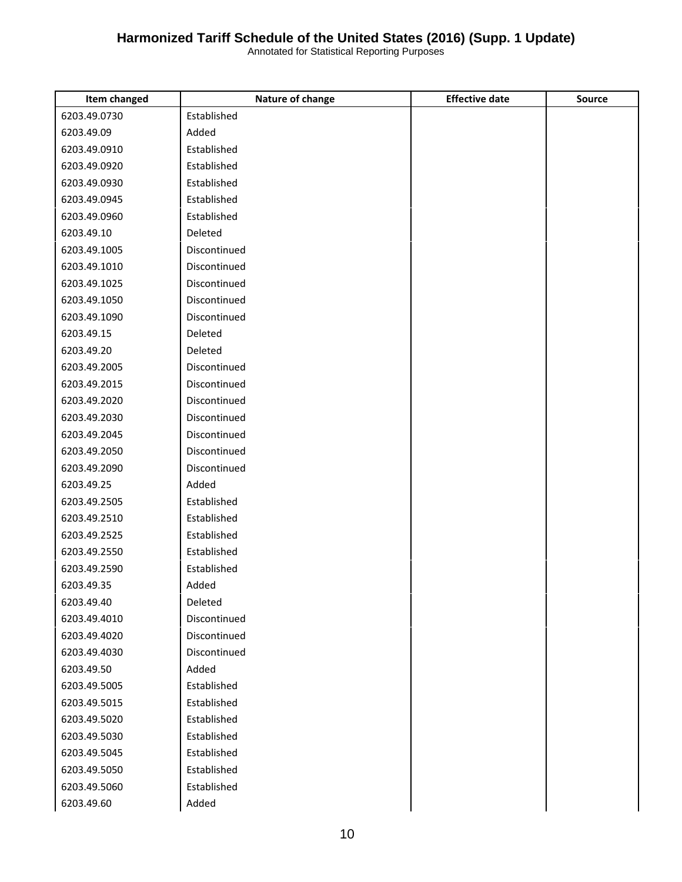| Item changed | Nature of change | Effective date | Source |
| --- | --- | --- | --- |
| 6203.49.0730 | Established | | |
| 6203.49.09 | Added | | |
| 6203.49.0910 | Established | | |
| 6203.49.0920 | Established | | |
| 6203.49.0930 | Established | | |
| 6203.49.0945 | Established | | |
| 6203.49.0960 | Established | | |
| 6203.49.10 | Deleted | | |
| 6203.49.1005 | Discontinued | | |
| 6203.49.1010 | Discontinued | | |
| 6203.49.1025 | Discontinued | | |
| 6203.49.1050 | Discontinued | | |
| 6203.49.1090 | Discontinued | | |
| 6203.49.15 | Deleted | | |
| 6203.49.20 | Deleted | | |
| 6203.49.2005 | Discontinued | | |
| 6203.49.2015 | Discontinued | | |
| 6203.49.2020 | Discontinued | | |
| 6203.49.2030 | Discontinued | | |
| 6203.49.2045 | Discontinued | | |
| 6203.49.2050 | Discontinued | | |
| 6203.49.2090 | Discontinued | | |
| 6203.49.25 | Added | | |
| 6203.49.2505 | Established | | |
| 6203.49.2510 | Established | | |
| 6203.49.2525 | Established | | |
| 6203.49.2550 | Established | | |
| 6203.49.2590 | Established | | |
| 6203.49.35 | Added | | |
| 6203.49.40 | Deleted | | |
| 6203.49.4010 | Discontinued | | |
| 6203.49.4020 | Discontinued | | |
| 6203.49.4030 | Discontinued | | |
| 6203.49.50 | Added | | |
| 6203.49.5005 | Established | | |
| 6203.49.5015 | Established | | |
| 6203.49.5020 | Established | | |
| 6203.49.5030 | Established | | |
| 6203.49.5045 | Established | | |
| 6203.49.5050 | Established | | |
| 6203.49.5060 | Established | | |
| 6203.49.60 | Added | | |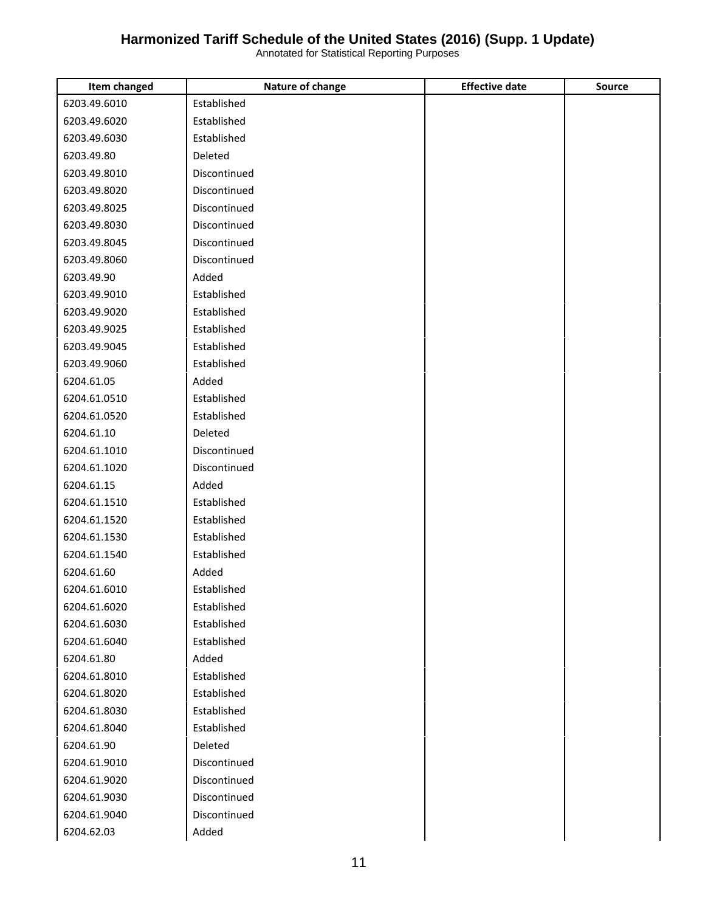# Harmonized Tariff Schedule of the United States (2016) (Supp. 1 Update)

Annotated for Statistical Reporting Purposes

| Item changed | Nature of change | Effective date | Source |
|---|---|---|---|
| 6203.49.6010 | Established | | |
| 6203.49.6020 | Established | | |
| 6203.49.6030 | Established | | |
| 6203.49.80 | Deleted | | |
| 6203.49.8010 | Discontinued | | |
| 6203.49.8020 | Discontinued | | |
| 6203.49.8025 | Discontinued | | |
| 6203.49.8030 | Discontinued | | |
| 6203.49.8045 | Discontinued | | |
| 6203.49.8060 | Discontinued | | |
| 6203.49.90 | Added | | |
| 6203.49.9010 | Established | | |
| 6203.49.9020 | Established | | |
| 6203.49.9025 | Established | | |
| 6203.49.9045 | Established | | |
| 6203.49.9060 | Established | | |
| 6204.61.05 | Added | | |
| 6204.61.0510 | Established | | |
| 6204.61.0520 | Established | | |
| 6204.61.10 | Deleted | | |
| 6204.61.1010 | Discontinued | | |
| 6204.61.1020 | Discontinued | | |
| 6204.61.15 | Added | | |
| 6204.61.1510 | Established | | |
| 6204.61.1520 | Established | | |
| 6204.61.1530 | Established | | |
| 6204.61.1540 | Established | | |
| 6204.61.60 | Added | | |
| 6204.61.6010 | Established | | |
| 6204.61.6020 | Established | | |
| 6204.61.6030 | Established | | |
| 6204.61.6040 | Established | | |
| 6204.61.80 | Added | | |
| 6204.61.8010 | Established | | |
| 6204.61.8020 | Established | | |
| 6204.61.8030 | Established | | |
| 6204.61.8040 | Established | | |
| 6204.61.90 | Deleted | | |
| 6204.61.9010 | Discontinued | | |
| 6204.61.9020 | Discontinued | | |
| 6204.61.9030 | Discontinued | | |
| 6204.61.9040 | Discontinued | | |
| 6204.62.03 | Added | | |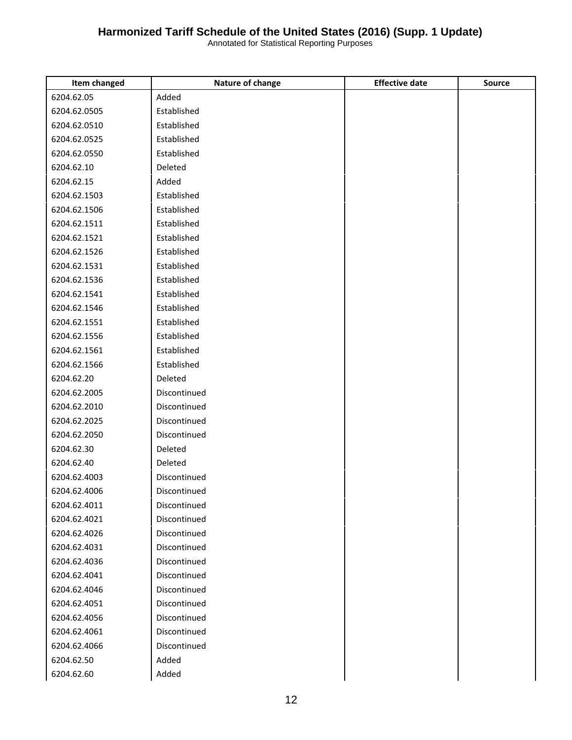| Item changed | Nature of change | Effective date | Source |
|---|---|---|---|
| 6204.62.05 | Added | | |
| 6204.62.0505 | Established | | |
| 6204.62.0510 | Established | | |
| 6204.62.0525 | Established | | |
| 6204.62.0550 | Established | | |
| 6204.62.10 | Deleted | | |
| 6204.62.15 | Added | | |
| 6204.62.1503 | Established | | |
| 6204.62.1506 | Established | | |
| 6204.62.1511 | Established | | |
| 6204.62.1521 | Established | | |
| 6204.62.1526 | Established | | |
| 6204.62.1531 | Established | | |
| 6204.62.1536 | Established | | |
| 6204.62.1541 | Established | | |
| 6204.62.1546 | Established | | |
| 6204.62.1551 | Established | | |
| 6204.62.1556 | Established | | |
| 6204.62.1561 | Established | | |
| 6204.62.1566 | Established | | |
| 6204.62.20 | Deleted | | |
| 6204.62.2005 | Discontinued | | |
| 6204.62.2010 | Discontinued | | |
| 6204.62.2025 | Discontinued | | |
| 6204.62.2050 | Discontinued | | |
| 6204.62.30 | Deleted | | |
| 6204.62.40 | Deleted | | |
| 6204.62.4003 | Discontinued | | |
| 6204.62.4006 | Discontinued | | |
| 6204.62.4011 | Discontinued | | |
| 6204.62.4021 | Discontinued | | |
| 6204.62.4026 | Discontinued | | |
| 6204.62.4031 | Discontinued | | |
| 6204.62.4036 | Discontinued | | |
| 6204.62.4041 | Discontinued | | |
| 6204.62.4046 | Discontinued | | |
| 6204.62.4051 | Discontinued | | |
| 6204.62.4056 | Discontinued | | |
| 6204.62.4061 | Discontinued | | |
| 6204.62.4066 | Discontinued | | |
| 6204.62.50 | Added | | |
| 6204.62.60 | Added | | |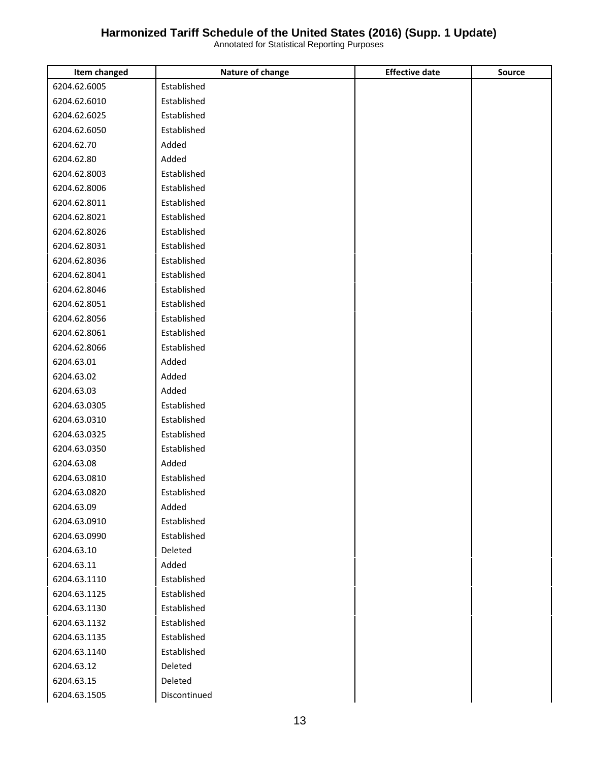# Harmonized Tariff Schedule of the United States (2016) (Supp. 1 Update)

Annotated for Statistical Reporting Purposes

| Item changed | Nature of change | Effective date | Source |
|---|---|---|---|
| 6204.62.6005 | Established | | |
| 6204.62.6010 | Established | | |
| 6204.62.6025 | Established | | |
| 6204.62.6050 | Established | | |
| 6204.62.70 | Added | | |
| 6204.62.80 | Added | | |
| 6204.62.8003 | Established | | |
| 6204.62.8006 | Established | | |
| 6204.62.8011 | Established | | |
| 6204.62.8021 | Established | | |
| 6204.62.8026 | Established | | |
| 6204.62.8031 | Established | | |
| 6204.62.8036 | Established | | |
| 6204.62.8041 | Established | | |
| 6204.62.8046 | Established | | |
| 6204.62.8051 | Established | | |
| 6204.62.8056 | Established | | |
| 6204.62.8061 | Established | | |
| 6204.62.8066 | Established | | |
| 6204.63.01 | Added | | |
| 6204.63.02 | Added | | |
| 6204.63.03 | Added | | |
| 6204.63.0305 | Established | | |
| 6204.63.0310 | Established | | |
| 6204.63.0325 | Established | | |
| 6204.63.0350 | Established | | |
| 6204.63.08 | Added | | |
| 6204.63.0810 | Established | | |
| 6204.63.0820 | Established | | |
| 6204.63.09 | Added | | |
| 6204.63.0910 | Established | | |
| 6204.63.0990 | Established | | |
| 6204.63.10 | Deleted | | |
| 6204.63.11 | Added | | |
| 6204.63.1110 | Established | | |
| 6204.63.1125 | Established | | |
| 6204.63.1130 | Established | | |
| 6204.63.1132 | Established | | |
| 6204.63.1135 | Established | | |
| 6204.63.1140 | Established | | |
| 6204.63.12 | Deleted | | |
| 6204.63.15 | Deleted | | |
| 6204.63.1505 | Discontinued | | |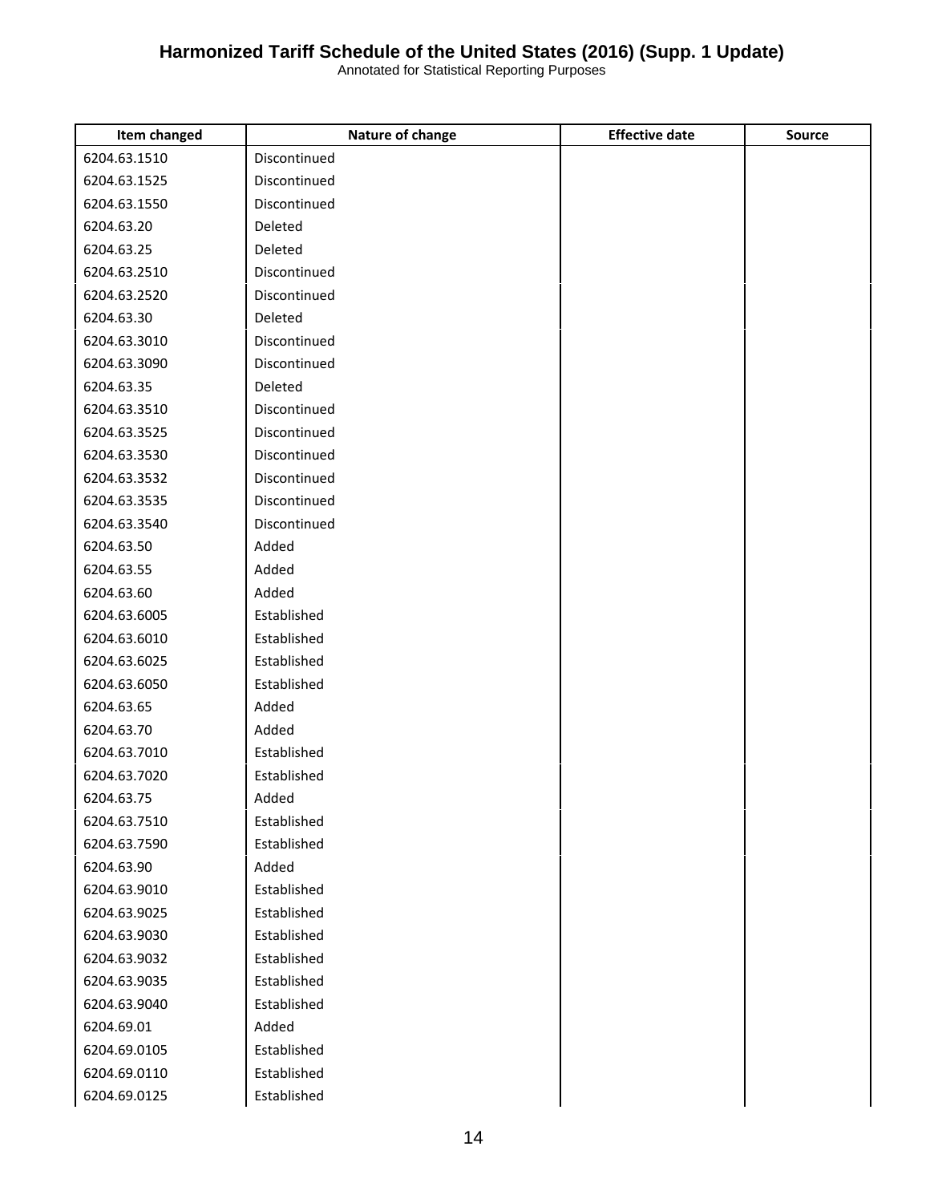| Item changed | Nature of change | Effective date | Source |
|---|---|---|---|
| 6204.63.1510 | Discontinued | | |
| 6204.63.1525 | Discontinued | | |
| 6204.63.1550 | Discontinued | | |
| 6204.63.20 | Deleted | | |
| 6204.63.25 | Deleted | | |
| 6204.63.2510 | Discontinued | | |
| 6204.63.2520 | Discontinued | | |
| 6204.63.30 | Deleted | | |
| 6204.63.3010 | Discontinued | | |
| 6204.63.3090 | Discontinued | | |
| 6204.63.35 | Deleted | | |
| 6204.63.3510 | Discontinued | | |
| 6204.63.3525 | Discontinued | | |
| 6204.63.3530 | Discontinued | | |
| 6204.63.3532 | Discontinued | | |
| 6204.63.3535 | Discontinued | | |
| 6204.63.3540 | Discontinued | | |
| 6204.63.50 | Added | | |
| 6204.63.55 | Added | | |
| 6204.63.60 | Added | | |
| 6204.63.6005 | Established | | |
| 6204.63.6010 | Established | | |
| 6204.63.6025 | Established | | |
| 6204.63.6050 | Established | | |
| 6204.63.65 | Added | | |
| 6204.63.70 | Added | | |
| 6204.63.7010 | Established | | |
| 6204.63.7020 | Established | | |
| 6204.63.75 | Added | | |
| 6204.63.7510 | Established | | |
| 6204.63.7590 | Established | | |
| 6204.63.90 | Added | | |
| 6204.63.9010 | Established | | |
| 6204.63.9025 | Established | | |
| 6204.63.9030 | Established | | |
| 6204.63.9032 | Established | | |
| 6204.63.9035 | Established | | |
| 6204.63.9040 | Established | | |
| 6204.69.01 | Added | | |
| 6204.69.0105 | Established | | |
| 6204.69.0110 | Established | | |
| 6204.69.0125 | Established | | |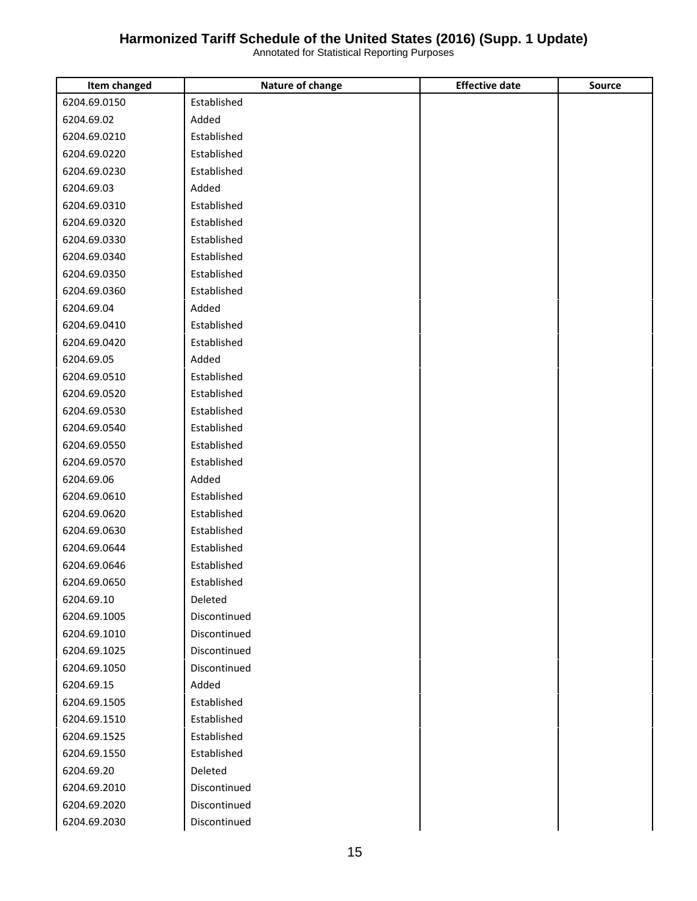| Item changed | Nature of change | Effective date | Source |
|---|---|---|---|
| 6204.69.0150 | Established | | |
| 6204.69.02 | Added | | |
| 6204.69.0210 | Established | | |
| 6204.69.0220 | Established | | |
| 6204.69.0230 | Established | | |
| 6204.69.03 | Added | | |
| 6204.69.0310 | Established | | |
| 6204.69.0320 | Established | | |
| 6204.69.0330 | Established | | |
| 6204.69.0340 | Established | | |
| 6204.69.0350 | Established | | |
| 6204.69.0360 | Established | | |
| 6204.69.04 | Added | | |
| 6204.69.0410 | Established | | |
| 6204.69.0420 | Established | | |
| 6204.69.05 | Added | | |
| 6204.69.0510 | Established | | |
| 6204.69.0520 | Established | | |
| 6204.69.0530 | Established | | |
| 6204.69.0540 | Established | | |
| 6204.69.0550 | Established | | |
| 6204.69.0570 | Established | | |
| 6204.69.06 | Added | | |
| 6204.69.0610 | Established | | |
| 6204.69.0620 | Established | | |
| 6204.69.0630 | Established | | |
| 6204.69.0644 | Established | | |
| 6204.69.0646 | Established | | |
| 6204.69.0650 | Established | | |
| 6204.69.10 | Deleted | | |
| 6204.69.1005 | Discontinued | | |
| 6204.69.1010 | Discontinued | | |
| 6204.69.1025 | Discontinued | | |
| 6204.69.1050 | Discontinued | | |
| 6204.69.15 | Added | | |
| 6204.69.1505 | Established | | |
| 6204.69.1510 | Established | | |
| 6204.69.1525 | Established | | |
| 6204.69.1550 | Established | | |
| 6204.69.20 | Deleted | | |
| 6204.69.2010 | Discontinued | | |
| 6204.69.2020 | Discontinued | | |
| 6204.69.2030 | Discontinued | | |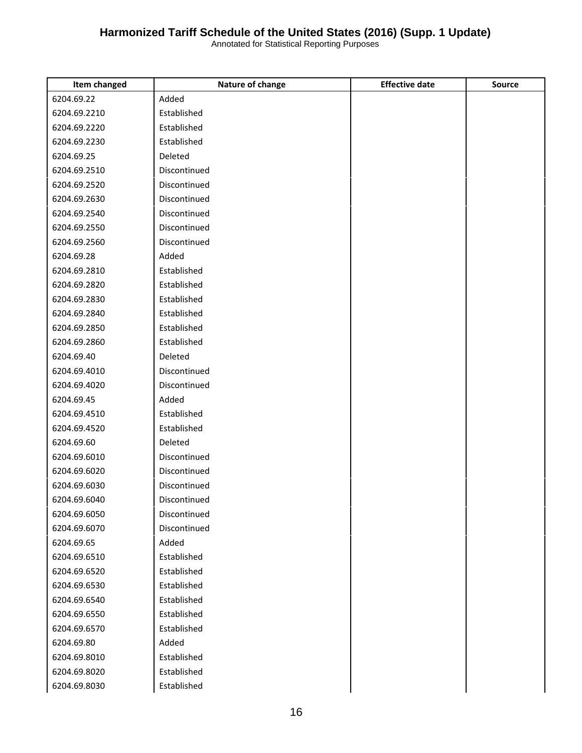| Item changed | Nature of change | Effective date | Source |
|---|---|---|---|
| 6204.69.22 | Added | | |
| 6204.69.2210 | Established | | |
| 6204.69.2220 | Established | | |
| 6204.69.2230 | Established | | |
| 6204.69.25 | Deleted | | |
| 6204.69.2510 | Discontinued | | |
| 6204.69.2520 | Discontinued | | |
| 6204.69.2630 | Discontinued | | |
| 6204.69.2540 | Discontinued | | |
| 6204.69.2550 | Discontinued | | |
| 6204.69.2560 | Discontinued | | |
| 6204.69.28 | Added | | |
| 6204.69.2810 | Established | | |
| 6204.69.2820 | Established | | |
| 6204.69.2830 | Established | | |
| 6204.69.2840 | Established | | |
| 6204.69.2850 | Established | | |
| 6204.69.2860 | Established | | |
| 6204.69.40 | Deleted | | |
| 6204.69.4010 | Discontinued | | |
| 6204.69.4020 | Discontinued | | |
| 6204.69.45 | Added | | |
| 6204.69.4510 | Established | | |
| 6204.69.4520 | Established | | |
| 6204.69.60 | Deleted | | |
| 6204.69.6010 | Discontinued | | |
| 6204.69.6020 | Discontinued | | |
| 6204.69.6030 | Discontinued | | |
| 6204.69.6040 | Discontinued | | |
| 6204.69.6050 | Discontinued | | |
| 6204.69.6070 | Discontinued | | |
| 6204.69.65 | Added | | |
| 6204.69.6510 | Established | | |
| 6204.69.6520 | Established | | |
| 6204.69.6530 | Established | | |
| 6204.69.6540 | Established | | |
| 6204.69.6550 | Established | | |
| 6204.69.6570 | Established | | |
| 6204.69.80 | Added | | |
| 6204.69.8010 | Established | | |
| 6204.69.8020 | Established | | |
| 6204.69.8030 | Established | | |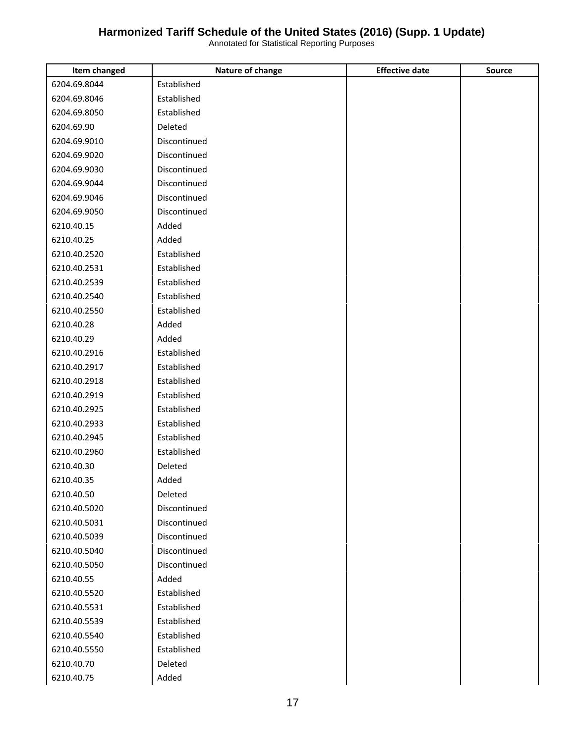| Item changed | Nature of change | Effective date | Source |
|---|---|---|---|
| 6204.69.8044 | Established | | |
| 6204.69.8046 | Established | | |
| 6204.69.8050 | Established | | |
| 6204.69.90 | Deleted | | |
| 6204.69.9010 | Discontinued | | |
| 6204.69.9020 | Discontinued | | |
| 6204.69.9030 | Discontinued | | |
| 6204.69.9044 | Discontinued | | |
| 6204.69.9046 | Discontinued | | |
| 6204.69.9050 | Discontinued | | |
| 6210.40.15 | Added | | |
| 6210.40.25 | Added | | |
| 6210.40.2520 | Established | | |
| 6210.40.2531 | Established | | |
| 6210.40.2539 | Established | | |
| 6210.40.2540 | Established | | |
| 6210.40.2550 | Established | | |
| 6210.40.28 | Added | | |
| 6210.40.29 | Added | | |
| 6210.40.2916 | Established | | |
| 6210.40.2917 | Established | | |
| 6210.40.2918 | Established | | |
| 6210.40.2919 | Established | | |
| 6210.40.2925 | Established | | |
| 6210.40.2933 | Established | | |
| 6210.40.2945 | Established | | |
| 6210.40.2960 | Established | | |
| 6210.40.30 | Deleted | | |
| 6210.40.35 | Added | | |
| 6210.40.50 | Deleted | | |
| 6210.40.5020 | Discontinued | | |
| 6210.40.5031 | Discontinued | | |
| 6210.40.5039 | Discontinued | | |
| 6210.40.5040 | Discontinued | | |
| 6210.40.5050 | Discontinued | | |
| 6210.40.55 | Added | | |
| 6210.40.5520 | Established | | |
| 6210.40.5531 | Established | | |
| 6210.40.5539 | Established | | |
| 6210.40.5540 | Established | | |
| 6210.40.5550 | Established | | |
| 6210.40.70 | Deleted | | |
| 6210.40.75 | Added | | |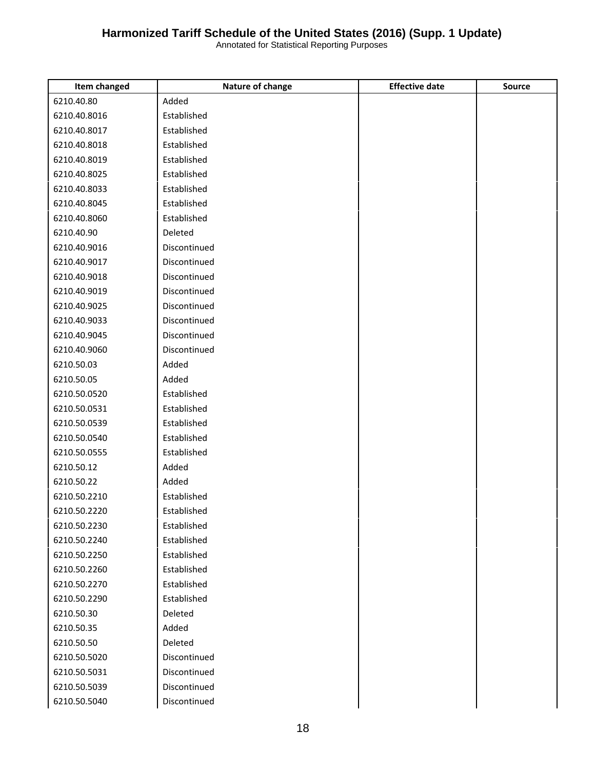| Item changed | Nature of change | Effective date | Source |
|---|---|---|---|
| 6210.40.80 | Added | | |
| 6210.40.8016 | Established | | |
| 6210.40.8017 | Established | | |
| 6210.40.8018 | Established | | |
| 6210.40.8019 | Established | | |
| 6210.40.8025 | Established | | |
| 6210.40.8033 | Established | | |
| 6210.40.8045 | Established | | |
| 6210.40.8060 | Established | | |
| 6210.40.90 | Deleted | | |
| 6210.40.9016 | Discontinued | | |
| 6210.40.9017 | Discontinued | | |
| 6210.40.9018 | Discontinued | | |
| 6210.40.9019 | Discontinued | | |
| 6210.40.9025 | Discontinued | | |
| 6210.40.9033 | Discontinued | | |
| 6210.40.9045 | Discontinued | | |
| 6210.40.9060 | Discontinued | | |
| 6210.50.03 | Added | | |
| 6210.50.05 | Added | | |
| 6210.50.0520 | Established | | |
| 6210.50.0531 | Established | | |
| 6210.50.0539 | Established | | |
| 6210.50.0540 | Established | | |
| 6210.50.0555 | Established | | |
| 6210.50.12 | Added | | |
| 6210.50.22 | Added | | |
| 6210.50.2210 | Established | | |
| 6210.50.2220 | Established | | |
| 6210.50.2230 | Established | | |
| 6210.50.2240 | Established | | |
| 6210.50.2250 | Established | | |
| 6210.50.2260 | Established | | |
| 6210.50.2270 | Established | | |
| 6210.50.2290 | Established | | |
| 6210.50.30 | Deleted | | |
| 6210.50.35 | Added | | |
| 6210.50.50 | Deleted | | |
| 6210.50.5020 | Discontinued | | |
| 6210.50.5031 | Discontinued | | |
| 6210.50.5039 | Discontinued | | |
| 6210.50.5040 | Discontinued | | |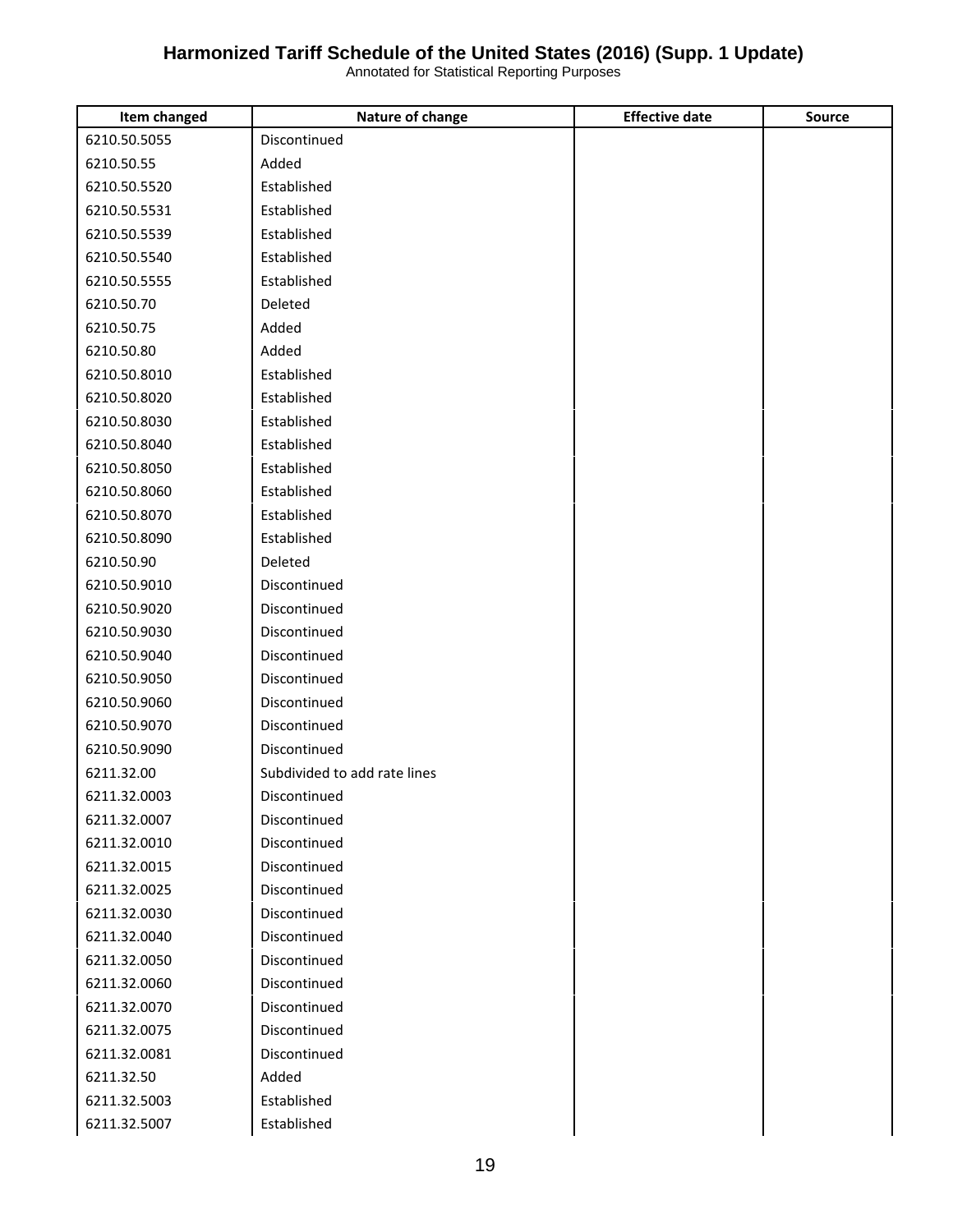# Harmonized Tariff Schedule of the United States (2016) (Supp. 1 Update)

Annotated for Statistical Reporting Purposes

| Item changed | Nature of change | Effective date | Source |
|---|---|---|---|
| 6210.50.5055 | Discontinued | | |
| 6210.50.55 | Added | | |
| 6210.50.5520 | Established | | |
| 6210.50.5531 | Established | | |
| 6210.50.5539 | Established | | |
| 6210.50.5540 | Established | | |
| 6210.50.5555 | Established | | |
| 6210.50.70 | Deleted | | |
| 6210.50.75 | Added | | |
| 6210.50.80 | Added | | |
| 6210.50.8010 | Established | | |
| 6210.50.8020 | Established | | |
| 6210.50.8030 | Established | | |
| 6210.50.8040 | Established | | |
| 6210.50.8050 | Established | | |
| 6210.50.8060 | Established | | |
| 6210.50.8070 | Established | | |
| 6210.50.8090 | Established | | |
| 6210.50.90 | Deleted | | |
| 6210.50.9010 | Discontinued | | |
| 6210.50.9020 | Discontinued | | |
| 6210.50.9030 | Discontinued | | |
| 6210.50.9040 | Discontinued | | |
| 6210.50.9050 | Discontinued | | |
| 6210.50.9060 | Discontinued | | |
| 6210.50.9070 | Discontinued | | |
| 6210.50.9090 | Discontinued | | |
| 6211.32.00 | Subdivided to add rate lines | | |
| 6211.32.0003 | Discontinued | | |
| 6211.32.0007 | Discontinued | | |
| 6211.32.0010 | Discontinued | | |
| 6211.32.0015 | Discontinued | | |
| 6211.32.0025 | Discontinued | | |
| 6211.32.0030 | Discontinued | | |
| 6211.32.0040 | Discontinued | | |
| 6211.32.0050 | Discontinued | | |
| 6211.32.0060 | Discontinued | | |
| 6211.32.0070 | Discontinued | | |
| 6211.32.0075 | Discontinued | | |
| 6211.32.0081 | Discontinued | | |
| 6211.32.50 | Added | | |
| 6211.32.5003 | Established | | |
| 6211.32.5007 | Established | | |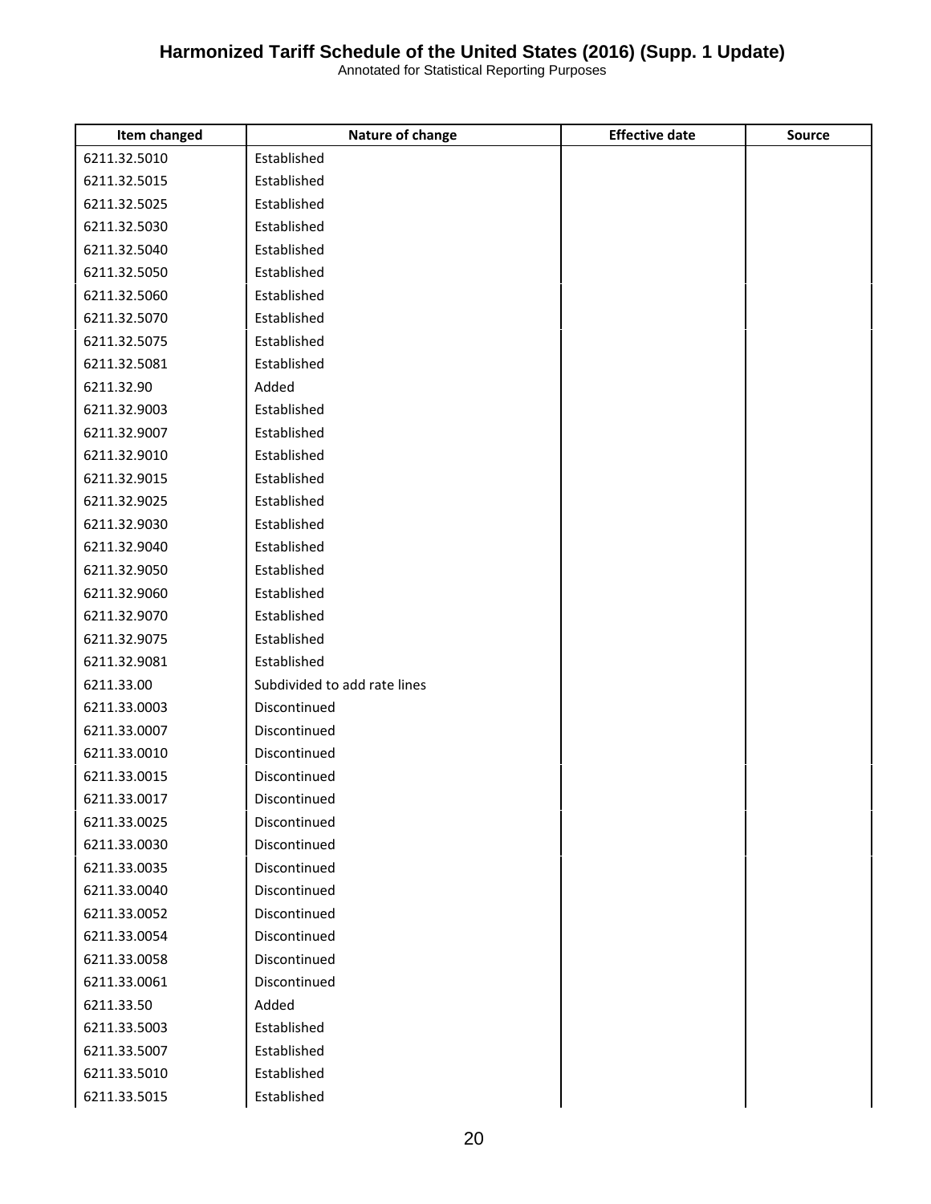| Item changed | Nature of change | Effective date | Source |
|---|---|---|---|
| 6211.32.5010 | Established | | |
| 6211.32.5015 | Established | | |
| 6211.32.5025 | Established | | |
| 6211.32.5030 | Established | | |
| 6211.32.5040 | Established | | |
| 6211.32.5050 | Established | | |
| 6211.32.5060 | Established | | |
| 6211.32.5070 | Established | | |
| 6211.32.5075 | Established | | |
| 6211.32.5081 | Established | | |
| 6211.32.90 | Added | | |
| 6211.32.9003 | Established | | |
| 6211.32.9007 | Established | | |
| 6211.32.9010 | Established | | |
| 6211.32.9015 | Established | | |
| 6211.32.9025 | Established | | |
| 6211.32.9030 | Established | | |
| 6211.32.9040 | Established | | |
| 6211.32.9050 | Established | | |
| 6211.32.9060 | Established | | |
| 6211.32.9070 | Established | | |
| 6211.32.9075 | Established | | |
| 6211.32.9081 | Established | | |
| 6211.33.00 | Subdivided to add rate lines | | |
| 6211.33.0003 | Discontinued | | |
| 6211.33.0007 | Discontinued | | |
| 6211.33.0010 | Discontinued | | |
| 6211.33.0015 | Discontinued | | |
| 6211.33.0017 | Discontinued | | |
| 6211.33.0025 | Discontinued | | |
| 6211.33.0030 | Discontinued | | |
| 6211.33.0035 | Discontinued | | |
| 6211.33.0040 | Discontinued | | |
| 6211.33.0052 | Discontinued | | |
| 6211.33.0054 | Discontinued | | |
| 6211.33.0058 | Discontinued | | |
| 6211.33.0061 | Discontinued | | |
| 6211.33.50 | Added | | |
| 6211.33.5003 | Established | | |
| 6211.33.5007 | Established | | |
| 6211.33.5010 | Established | | |
| 6211.33.5015 | Established | | |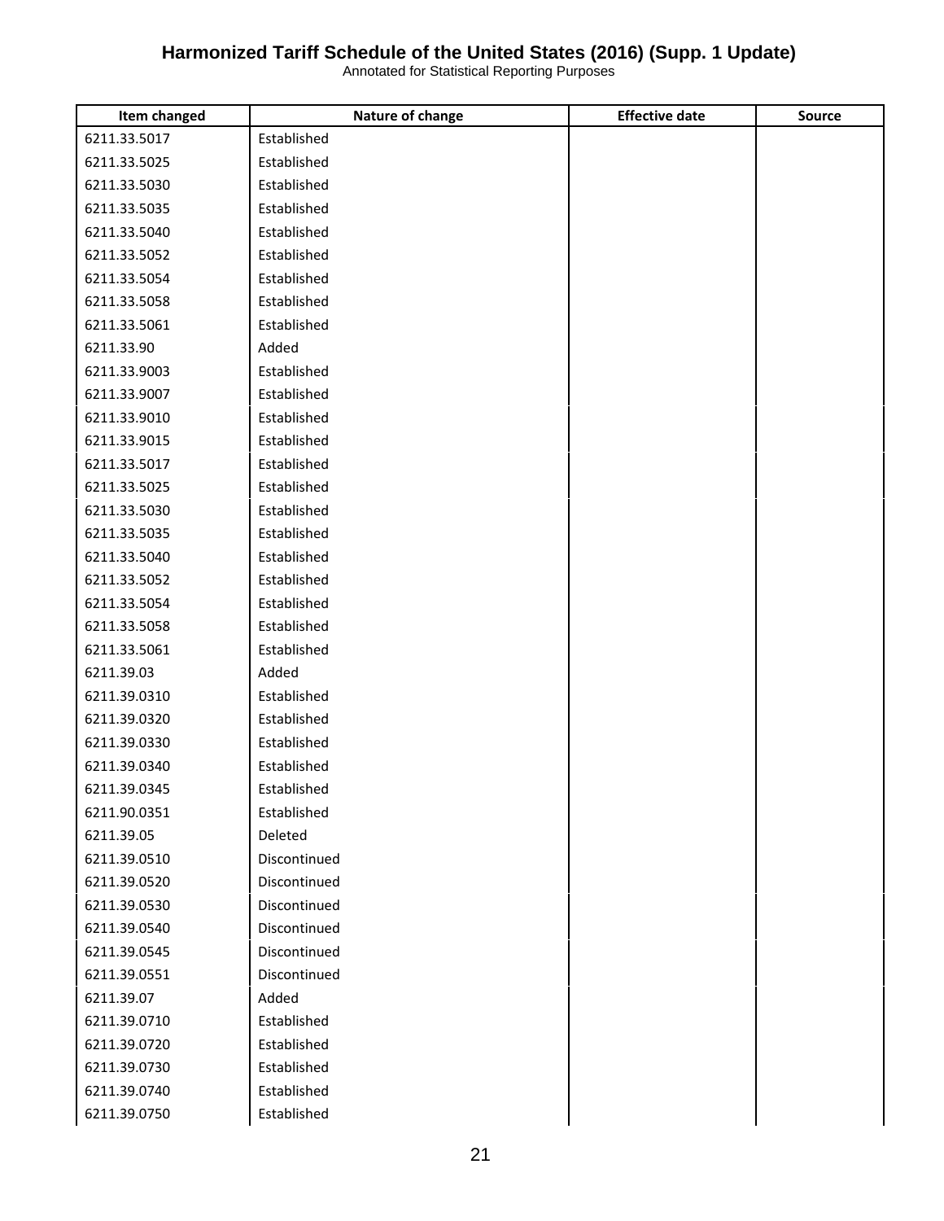# Harmonized Tariff Schedule of the United States (2016) (Supp. 1 Update)

Annotated for Statistical Reporting Purposes

| Item changed | Nature of change | Effective date | Source |
|---|---|---|---|
| 6211.33.5017 | Established | | |
| 6211.33.5025 | Established | | |
| 6211.33.5030 | Established | | |
| 6211.33.5035 | Established | | |
| 6211.33.5040 | Established | | |
| 6211.33.5052 | Established | | |
| 6211.33.5054 | Established | | |
| 6211.33.5058 | Established | | |
| 6211.33.5061 | Established | | |
| 6211.33.90 | Added | | |
| 6211.33.9003 | Established | | |
| 6211.33.9007 | Established | | |
| 6211.33.9010 | Established | | |
| 6211.33.9015 | Established | | |
| 6211.33.5017 | Established | | |
| 6211.33.5025 | Established | | |
| 6211.33.5030 | Established | | |
| 6211.33.5035 | Established | | |
| 6211.33.5040 | Established | | |
| 6211.33.5052 | Established | | |
| 6211.33.5054 | Established | | |
| 6211.33.5058 | Established | | |
| 6211.33.5061 | Established | | |
| 6211.39.03 | Added | | |
| 6211.39.0310 | Established | | |
| 6211.39.0320 | Established | | |
| 6211.39.0330 | Established | | |
| 6211.39.0340 | Established | | |
| 6211.39.0345 | Established | | |
| 6211.90.0351 | Established | | |
| 6211.39.05 | Deleted | | |
| 6211.39.0510 | Discontinued | | |
| 6211.39.0520 | Discontinued | | |
| 6211.39.0530 | Discontinued | | |
| 6211.39.0540 | Discontinued | | |
| 6211.39.0545 | Discontinued | | |
| 6211.39.0551 | Discontinued | | |
| 6211.39.07 | Added | | |
| 6211.39.0710 | Established | | |
| 6211.39.0720 | Established | | |
| 6211.39.0730 | Established | | |
| 6211.39.0740 | Established | | |
| 6211.39.0750 | Established | | |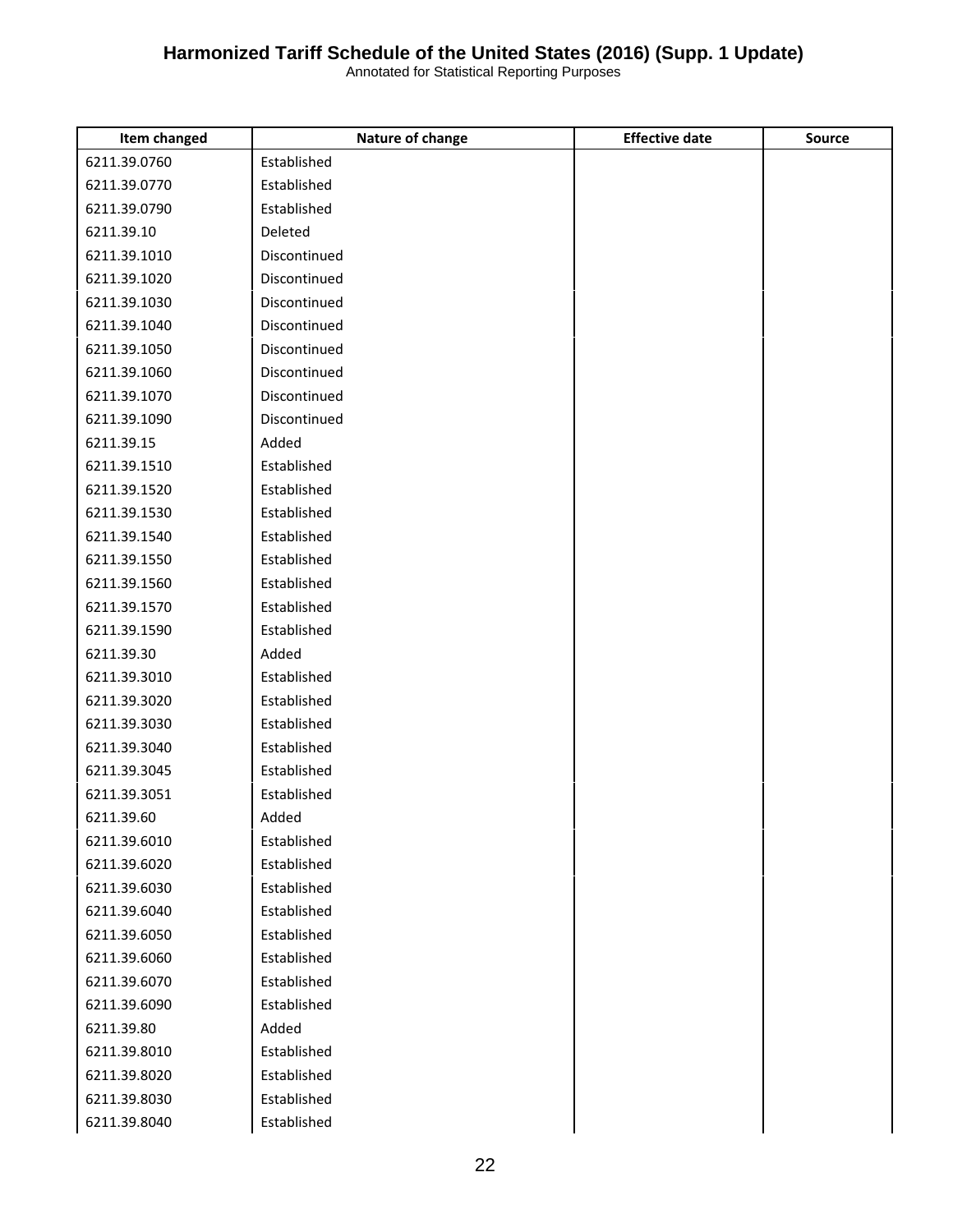| Item changed | Nature of change | Effective date | Source |
| --- | --- | --- | --- |
| 6211.39.0760 | Established | | |
| 6211.39.0770 | Established | | |
| 6211.39.0790 | Established | | |
| 6211.39.10 | Deleted | | |
| 6211.39.1010 | Discontinued | | |
| 6211.39.1020 | Discontinued | | |
| 6211.39.1030 | Discontinued | | |
| 6211.39.1040 | Discontinued | | |
| 6211.39.1050 | Discontinued | | |
| 6211.39.1060 | Discontinued | | |
| 6211.39.1070 | Discontinued | | |
| 6211.39.1090 | Discontinued | | |
| 6211.39.15 | Added | | |
| 6211.39.1510 | Established | | |
| 6211.39.1520 | Established | | |
| 6211.39.1530 | Established | | |
| 6211.39.1540 | Established | | |
| 6211.39.1550 | Established | | |
| 6211.39.1560 | Established | | |
| 6211.39.1570 | Established | | |
| 6211.39.1590 | Established | | |
| 6211.39.30 | Added | | |
| 6211.39.3010 | Established | | |
| 6211.39.3020 | Established | | |
| 6211.39.3030 | Established | | |
| 6211.39.3040 | Established | | |
| 6211.39.3045 | Established | | |
| 6211.39.3051 | Established | | |
| 6211.39.60 | Added | | |
| 6211.39.6010 | Established | | |
| 6211.39.6020 | Established | | |
| 6211.39.6030 | Established | | |
| 6211.39.6040 | Established | | |
| 6211.39.6050 | Established | | |
| 6211.39.6060 | Established | | |
| 6211.39.6070 | Established | | |
| 6211.39.6090 | Established | | |
| 6211.39.80 | Added | | |
| 6211.39.8010 | Established | | |
| 6211.39.8020 | Established | | |
| 6211.39.8030 | Established | | |
| 6211.39.8040 | Established | | |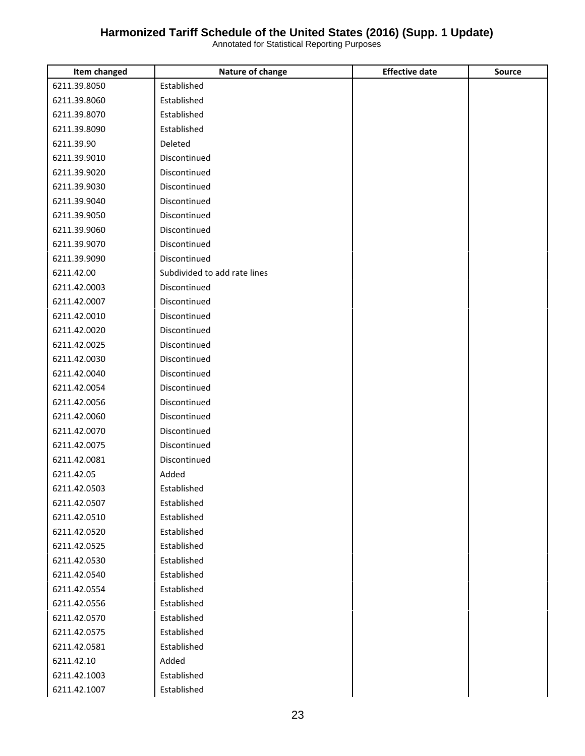# Harmonized Tariff Schedule of the United States (2016) (Supp. 1 Update)

Annotated for Statistical Reporting Purposes

| Item changed | Nature of change | Effective date | Source |
|---|---|---|---|
| 6211.39.8050 | Established | | |
| 6211.39.8060 | Established | | |
| 6211.39.8070 | Established | | |
| 6211.39.8090 | Established | | |
| 6211.39.90 | Deleted | | |
| 6211.39.9010 | Discontinued | | |
| 6211.39.9020 | Discontinued | | |
| 6211.39.9030 | Discontinued | | |
| 6211.39.9040 | Discontinued | | |
| 6211.39.9050 | Discontinued | | |
| 6211.39.9060 | Discontinued | | |
| 6211.39.9070 | Discontinued | | |
| 6211.39.9090 | Discontinued | | |
| 6211.42.00 | Subdivided to add rate lines | | |
| 6211.42.0003 | Discontinued | | |
| 6211.42.0007 | Discontinued | | |
| 6211.42.0010 | Discontinued | | |
| 6211.42.0020 | Discontinued | | |
| 6211.42.0025 | Discontinued | | |
| 6211.42.0030 | Discontinued | | |
| 6211.42.0040 | Discontinued | | |
| 6211.42.0054 | Discontinued | | |
| 6211.42.0056 | Discontinued | | |
| 6211.42.0060 | Discontinued | | |
| 6211.42.0070 | Discontinued | | |
| 6211.42.0075 | Discontinued | | |
| 6211.42.0081 | Discontinued | | |
| 6211.42.05 | Added | | |
| 6211.42.0503 | Established | | |
| 6211.42.0507 | Established | | |
| 6211.42.0510 | Established | | |
| 6211.42.0520 | Established | | |
| 6211.42.0525 | Established | | |
| 6211.42.0530 | Established | | |
| 6211.42.0540 | Established | | |
| 6211.42.0554 | Established | | |
| 6211.42.0556 | Established | | |
| 6211.42.0570 | Established | | |
| 6211.42.0575 | Established | | |
| 6211.42.0581 | Established | | |
| 6211.42.10 | Added | | |
| 6211.42.1003 | Established | | |
| 6211.42.1007 | Established | | |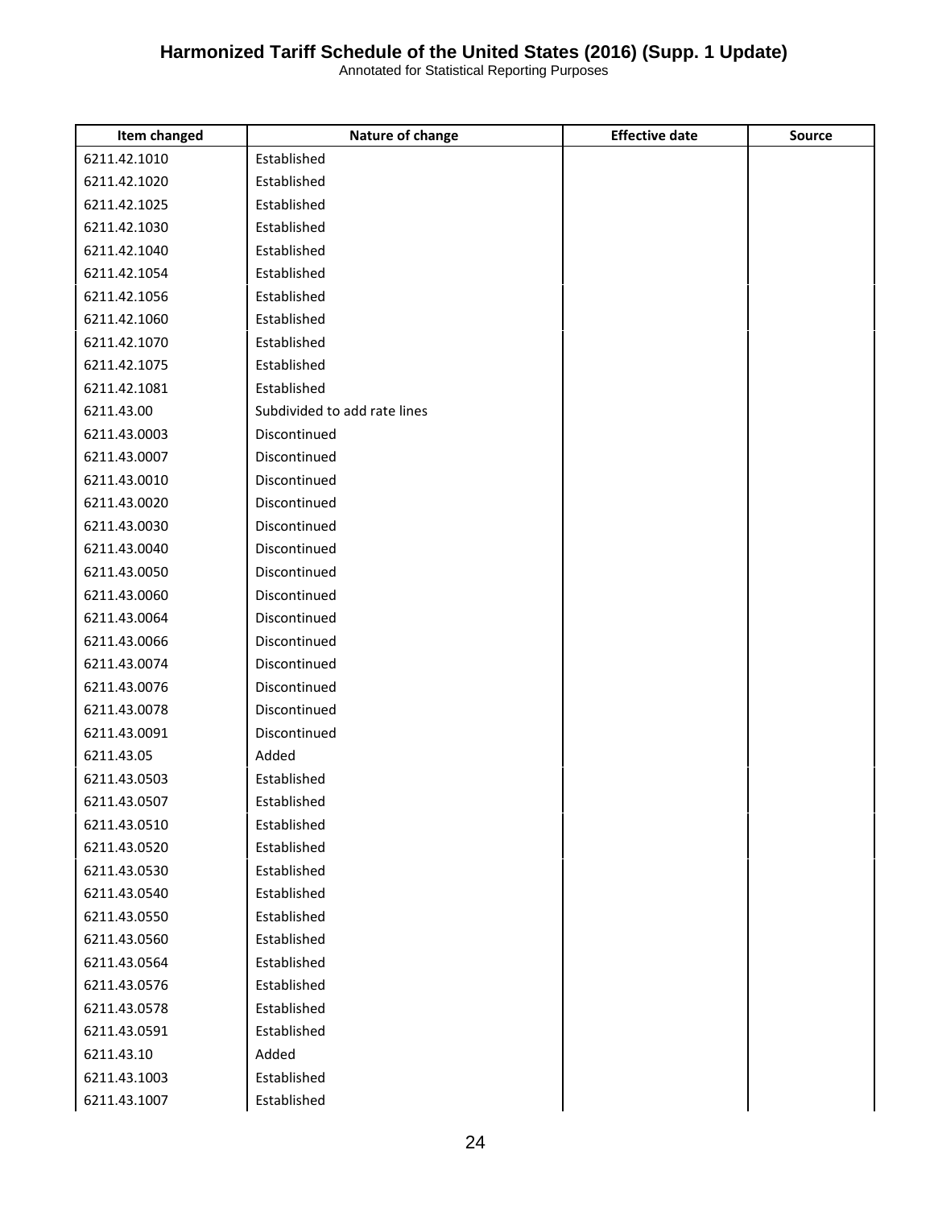| Item changed | Nature of change | Effective date | Source |
|---|---|---|---|
| 6211.42.1010 | Established | | |
| 6211.42.1020 | Established | | |
| 6211.42.1025 | Established | | |
| 6211.42.1030 | Established | | |
| 6211.42.1040 | Established | | |
| 6211.42.1054 | Established | | |
| 6211.42.1056 | Established | | |
| 6211.42.1060 | Established | | |
| 6211.42.1070 | Established | | |
| 6211.42.1075 | Established | | |
| 6211.42.1081 | Established | | |
| 6211.43.00 | Subdivided to add rate lines | | |
| 6211.43.0003 | Discontinued | | |
| 6211.43.0007 | Discontinued | | |
| 6211.43.0010 | Discontinued | | |
| 6211.43.0020 | Discontinued | | |
| 6211.43.0030 | Discontinued | | |
| 6211.43.0040 | Discontinued | | |
| 6211.43.0050 | Discontinued | | |
| 6211.43.0060 | Discontinued | | |
| 6211.43.0064 | Discontinued | | |
| 6211.43.0066 | Discontinued | | |
| 6211.43.0074 | Discontinued | | |
| 6211.43.0076 | Discontinued | | |
| 6211.43.0078 | Discontinued | | |
| 6211.43.0091 | Discontinued | | |
| 6211.43.05 | Added | | |
| 6211.43.0503 | Established | | |
| 6211.43.0507 | Established | | |
| 6211.43.0510 | Established | | |
| 6211.43.0520 | Established | | |
| 6211.43.0530 | Established | | |
| 6211.43.0540 | Established | | |
| 6211.43.0550 | Established | | |
| 6211.43.0560 | Established | | |
| 6211.43.0564 | Established | | |
| 6211.43.0576 | Established | | |
| 6211.43.0578 | Established | | |
| 6211.43.0591 | Established | | |
| 6211.43.10 | Added | | |
| 6211.43.1003 | Established | | |
| 6211.43.1007 | Established | | |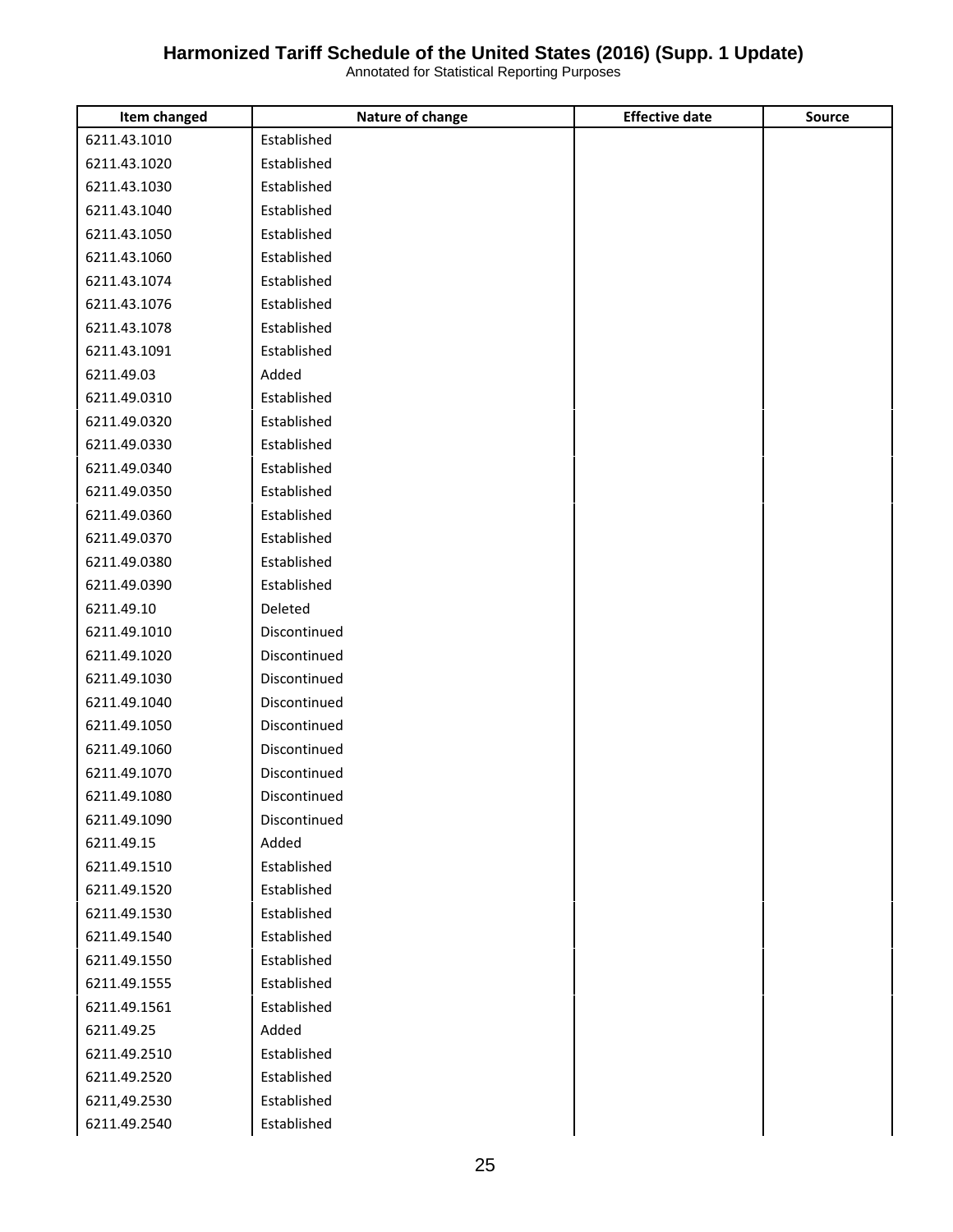# Harmonized Tariff Schedule of the United States (2016) (Supp. 1 Update)

Annotated for Statistical Reporting Purposes

| Item changed | Nature of change | Effective date | Source |
|---|---|---|---|
| 6211.43.1010 | Established | | |
| 6211.43.1020 | Established | | |
| 6211.43.1030 | Established | | |
| 6211.43.1040 | Established | | |
| 6211.43.1050 | Established | | |
| 6211.43.1060 | Established | | |
| 6211.43.1074 | Established | | |
| 6211.43.1076 | Established | | |
| 6211.43.1078 | Established | | |
| 6211.43.1091 | Established | | |
| 6211.49.03 | Added | | |
| 6211.49.0310 | Established | | |
| 6211.49.0320 | Established | | |
| 6211.49.0330 | Established | | |
| 6211.49.0340 | Established | | |
| 6211.49.0350 | Established | | |
| 6211.49.0360 | Established | | |
| 6211.49.0370 | Established | | |
| 6211.49.0380 | Established | | |
| 6211.49.0390 | Established | | |
| 6211.49.10 | Deleted | | |
| 6211.49.1010 | Discontinued | | |
| 6211.49.1020 | Discontinued | | |
| 6211.49.1030 | Discontinued | | |
| 6211.49.1040 | Discontinued | | |
| 6211.49.1050 | Discontinued | | |
| 6211.49.1060 | Discontinued | | |
| 6211.49.1070 | Discontinued | | |
| 6211.49.1080 | Discontinued | | |
| 6211.49.1090 | Discontinued | | |
| 6211.49.15 | Added | | |
| 6211.49.1510 | Established | | |
| 6211.49.1520 | Established | | |
| 6211.49.1530 | Established | | |
| 6211.49.1540 | Established | | |
| 6211.49.1550 | Established | | |
| 6211.49.1555 | Established | | |
| 6211.49.1561 | Established | | |
| 6211.49.25 | Added | | |
| 6211.49.2510 | Established | | |
| 6211.49.2520 | Established | | |
| 6211,49.2530 | Established | | |
| 6211.49.2540 | Established | | |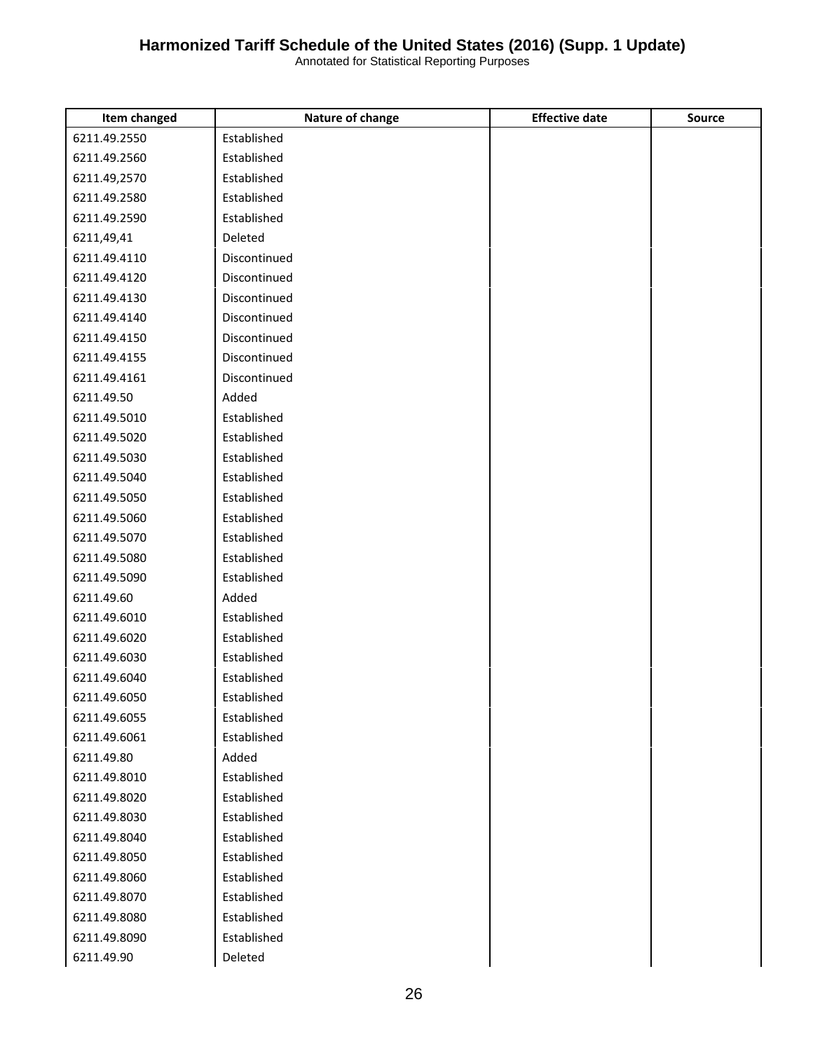| Item changed | Nature of change | Effective date | Source |
| --- | --- | --- | --- |
| 6211.49.2550 | Established | | |
| 6211.49.2560 | Established | | |
| 6211.49,2570 | Established | | |
| 6211.49.2580 | Established | | |
| 6211.49.2590 | Established | | |
| 6211,49,41 | Deleted | | |
| 6211.49.4110 | Discontinued | | |
| 6211.49.4120 | Discontinued | | |
| 6211.49.4130 | Discontinued | | |
| 6211.49.4140 | Discontinued | | |
| 6211.49.4150 | Discontinued | | |
| 6211.49.4155 | Discontinued | | |
| 6211.49.4161 | Discontinued | | |
| 6211.49.50 | Added | | |
| 6211.49.5010 | Established | | |
| 6211.49.5020 | Established | | |
| 6211.49.5030 | Established | | |
| 6211.49.5040 | Established | | |
| 6211.49.5050 | Established | | |
| 6211.49.5060 | Established | | |
| 6211.49.5070 | Established | | |
| 6211.49.5080 | Established | | |
| 6211.49.5090 | Established | | |
| 6211.49.60 | Added | | |
| 6211.49.6010 | Established | | |
| 6211.49.6020 | Established | | |
| 6211.49.6030 | Established | | |
| 6211.49.6040 | Established | | |
| 6211.49.6050 | Established | | |
| 6211.49.6055 | Established | | |
| 6211.49.6061 | Established | | |
| 6211.49.80 | Added | | |
| 6211.49.8010 | Established | | |
| 6211.49.8020 | Established | | |
| 6211.49.8030 | Established | | |
| 6211.49.8040 | Established | | |
| 6211.49.8050 | Established | | |
| 6211.49.8060 | Established | | |
| 6211.49.8070 | Established | | |
| 6211.49.8080 | Established | | |
| 6211.49.8090 | Established | | |
| 6211.49.90 | Deleted | | |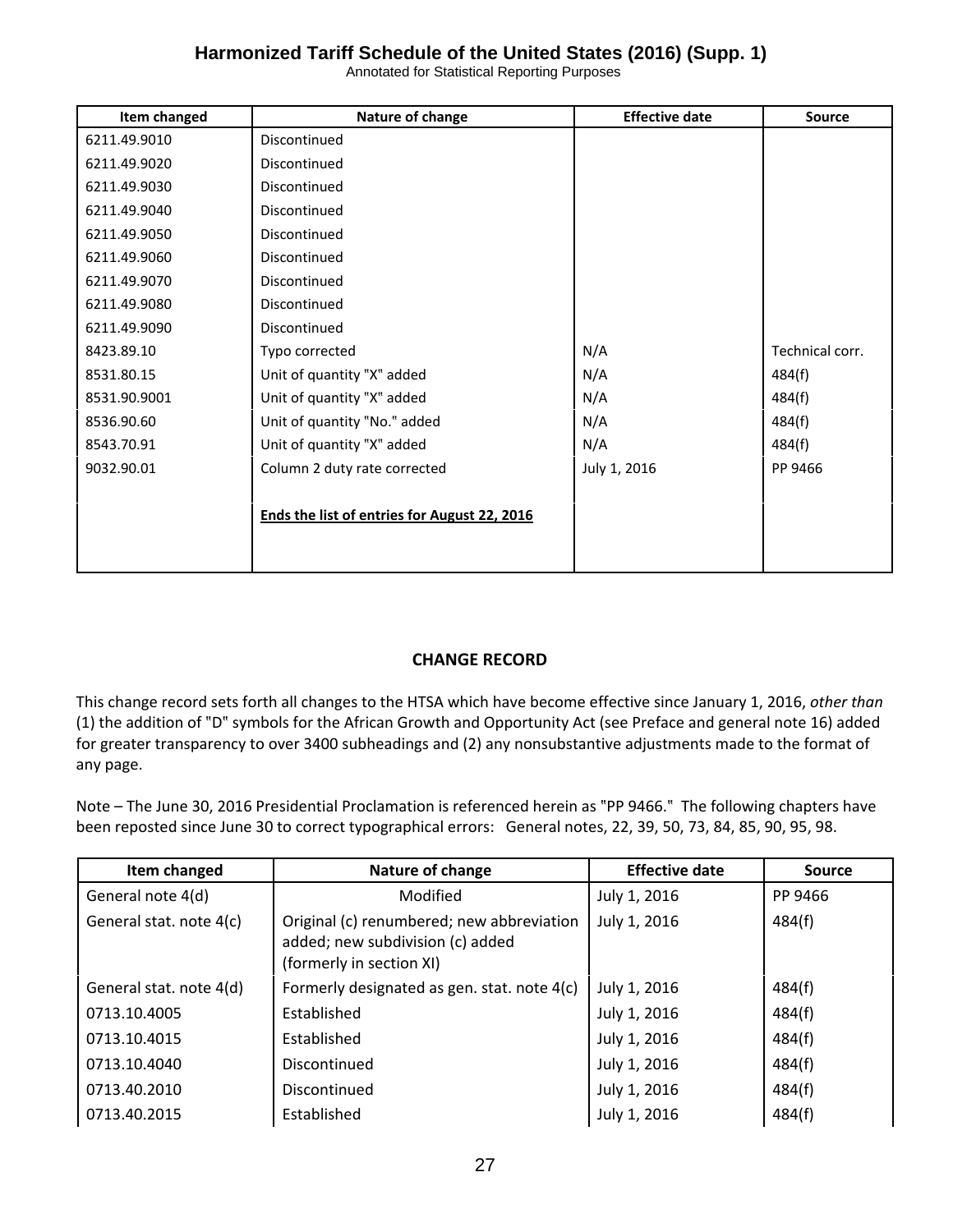| Item changed | Nature of change | Effective date | Source |
|---|---|---|---|
| 6211.49.9010 | Discontinued | | |
| 6211.49.9020 | Discontinued | | |
| 6211.49.9030 | Discontinued | | |
| 6211.49.9040 | Discontinued | | |
| 6211.49.9050 | Discontinued | | |
| 6211.49.9060 | Discontinued | | |
| 6211.49.9070 | Discontinued | | |
| 6211.49.9080 | Discontinued | | |
| 6211.49.9090 | Discontinued | | |
| 8423.89.10 | Typo corrected | N/A | Technical corr. |
| 8531.80.15 | Unit of quantity "X" added | N/A | 484(f) |
| 8531.90.9001 | Unit of quantity "X" added | N/A | 484(f) |
| 8536.90.60 | Unit of quantity "No." added | N/A | 484(f) |
| 8543.70.91 | Unit of quantity "X" added | N/A | 484(f) |
| 9032.90.01 | Column 2 duty rate corrected | July 1, 2016 | PP 9466 |
| | **Ends the list of entries for August 22, 2016** | | |

**CHANGE RECORD**

This change record sets forth all changes to the HTSA which have become effective since January 1, 2016, *other than* (1) the addition of "D" symbols for the African Growth and Opportunity Act (see Preface and general note 16) added for greater transparency to over 3400 subheadings and (2) any nonsubstantive adjustments made to the format of any page.

Note – The June 30, 2016 Presidential Proclamation is referenced herein as "PP 9466." The following chapters have been reposted since June 30 to correct typographical errors: General notes, 22, 39, 50, 73, 84, 85, 90, 95, 98.

| Item changed | Nature of change | Effective date | Source |
|---|---|---|---|
| General note 4(d) | Modified | July 1, 2016 | PP 9466 |
| General stat. note 4(c) | Original (c) renumbered; new abbreviation added; new subdivision (c) added (formerly in section XI) | July 1, 2016 | 484(f) |
| General stat. note 4(d) | Formerly designated as gen. stat. note 4(c) | July 1, 2016 | 484(f) |
| 0713.10.4005 | Established | July 1, 2016 | 484(f) |
| 0713.10.4015 | Established | July 1, 2016 | 484(f) |
| 0713.10.4040 | Discontinued | July 1, 2016 | 484(f) |
| 0713.40.2010 | Discontinued | July 1, 2016 | 484(f) |
| 0713.40.2015 | Established | July 1, 2016 | 484(f) |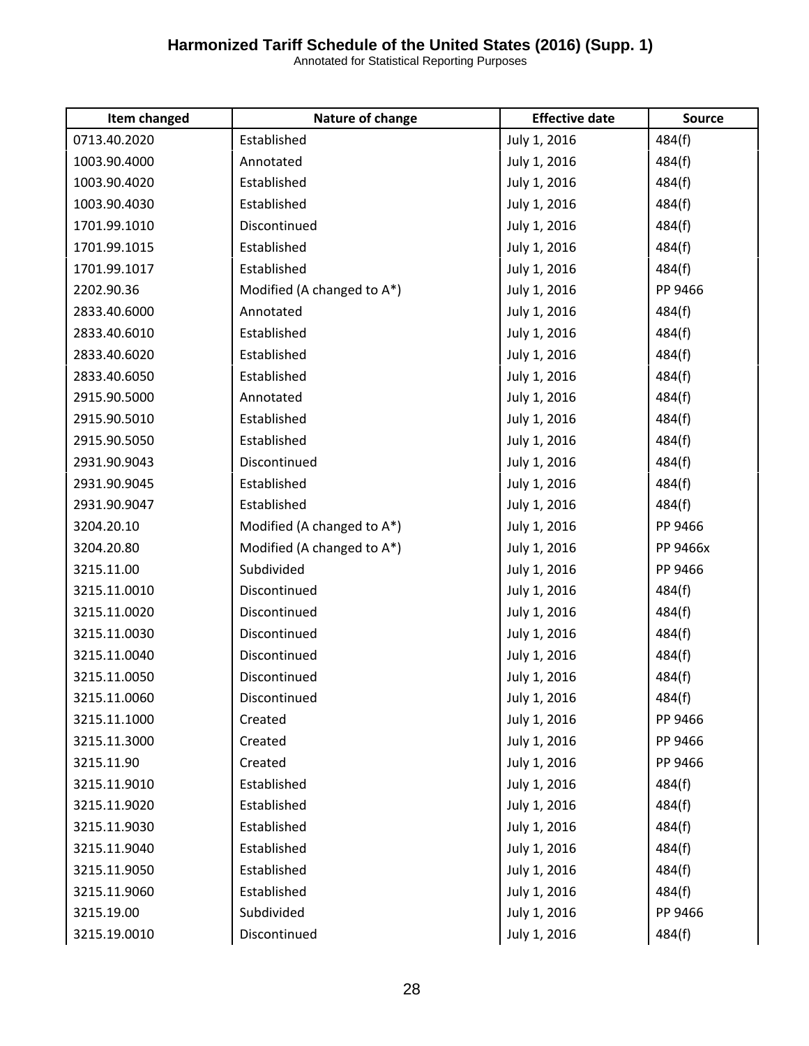| Item changed | Nature of change | Effective date | Source |
|---|---|---|---|
| 0713.40.2020 | Established | July 1, 2016 | 484(f) |
| 1003.90.4000 | Annotated | July 1, 2016 | 484(f) |
| 1003.90.4020 | Established | July 1, 2016 | 484(f) |
| 1003.90.4030 | Established | July 1, 2016 | 484(f) |
| 1701.99.1010 | Discontinued | July 1, 2016 | 484(f) |
| 1701.99.1015 | Established | July 1, 2016 | 484(f) |
| 1701.99.1017 | Established | July 1, 2016 | 484(f) |
| 2202.90.36 | Modified (A changed to A*) | July 1, 2016 | PP 9466 |
| 2833.40.6000 | Annotated | July 1, 2016 | 484(f) |
| 2833.40.6010 | Established | July 1, 2016 | 484(f) |
| 2833.40.6020 | Established | July 1, 2016 | 484(f) |
| 2833.40.6050 | Established | July 1, 2016 | 484(f) |
| 2915.90.5000 | Annotated | July 1, 2016 | 484(f) |
| 2915.90.5010 | Established | July 1, 2016 | 484(f) |
| 2915.90.5050 | Established | July 1, 2016 | 484(f) |
| 2931.90.9043 | Discontinued | July 1, 2016 | 484(f) |
| 2931.90.9045 | Established | July 1, 2016 | 484(f) |
| 2931.90.9047 | Established | July 1, 2016 | 484(f) |
| 3204.20.10 | Modified (A changed to A*) | July 1, 2016 | PP 9466 |
| 3204.20.80 | Modified (A changed to A*) | July 1, 2016 | PP 9466x |
| 3215.11.00 | Subdivided | July 1, 2016 | PP 9466 |
| 3215.11.0010 | Discontinued | July 1, 2016 | 484(f) |
| 3215.11.0020 | Discontinued | July 1, 2016 | 484(f) |
| 3215.11.0030 | Discontinued | July 1, 2016 | 484(f) |
| 3215.11.0040 | Discontinued | July 1, 2016 | 484(f) |
| 3215.11.0050 | Discontinued | July 1, 2016 | 484(f) |
| 3215.11.0060 | Discontinued | July 1, 2016 | 484(f) |
| 3215.11.1000 | Created | July 1, 2016 | PP 9466 |
| 3215.11.3000 | Created | July 1, 2016 | PP 9466 |
| 3215.11.90 | Created | July 1, 2016 | PP 9466 |
| 3215.11.9010 | Established | July 1, 2016 | 484(f) |
| 3215.11.9020 | Established | July 1, 2016 | 484(f) |
| 3215.11.9030 | Established | July 1, 2016 | 484(f) |
| 3215.11.9040 | Established | July 1, 2016 | 484(f) |
| 3215.11.9050 | Established | July 1, 2016 | 484(f) |
| 3215.11.9060 | Established | July 1, 2016 | 484(f) |
| 3215.19.00 | Subdivided | July 1, 2016 | PP 9466 |
| 3215.19.0010 | Discontinued | July 1, 2016 | 484(f) |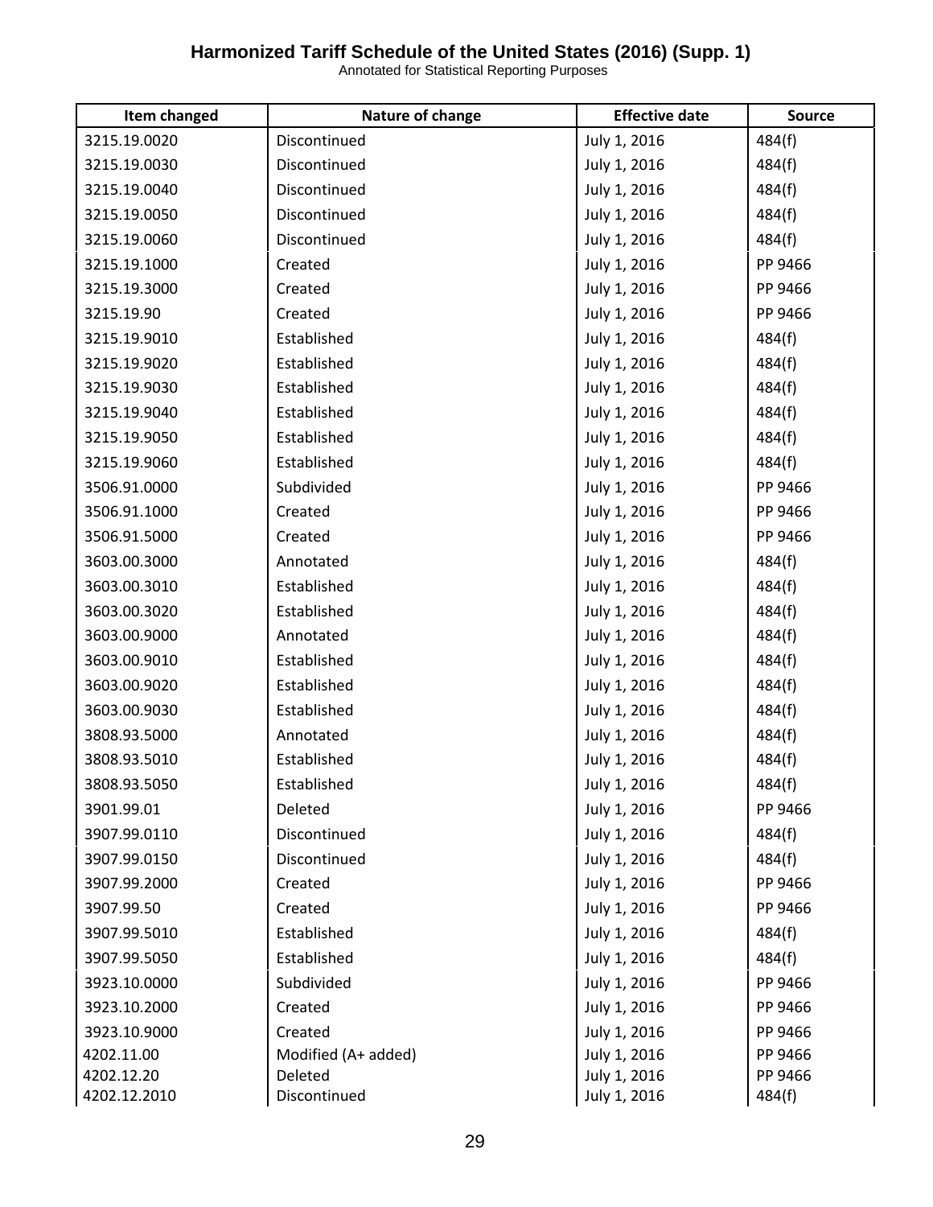| Item changed | Nature of change | Effective date | Source |
|---|---|---|---|
| 3215.19.0020 | Discontinued | July 1, 2016 | 484(f) |
| 3215.19.0030 | Discontinued | July 1, 2016 | 484(f) |
| 3215.19.0040 | Discontinued | July 1, 2016 | 484(f) |
| 3215.19.0050 | Discontinued | July 1, 2016 | 484(f) |
| 3215.19.0060 | Discontinued | July 1, 2016 | 484(f) |
| 3215.19.1000 | Created | July 1, 2016 | PP 9466 |
| 3215.19.3000 | Created | July 1, 2016 | PP 9466 |
| 3215.19.90 | Created | July 1, 2016 | PP 9466 |
| 3215.19.9010 | Established | July 1, 2016 | 484(f) |
| 3215.19.9020 | Established | July 1, 2016 | 484(f) |
| 3215.19.9030 | Established | July 1, 2016 | 484(f) |
| 3215.19.9040 | Established | July 1, 2016 | 484(f) |
| 3215.19.9050 | Established | July 1, 2016 | 484(f) |
| 3215.19.9060 | Established | July 1, 2016 | 484(f) |
| 3506.91.0000 | Subdivided | July 1, 2016 | PP 9466 |
| 3506.91.1000 | Created | July 1, 2016 | PP 9466 |
| 3506.91.5000 | Created | July 1, 2016 | PP 9466 |
| 3603.00.3000 | Annotated | July 1, 2016 | 484(f) |
| 3603.00.3010 | Established | July 1, 2016 | 484(f) |
| 3603.00.3020 | Established | July 1, 2016 | 484(f) |
| 3603.00.9000 | Annotated | July 1, 2016 | 484(f) |
| 3603.00.9010 | Established | July 1, 2016 | 484(f) |
| 3603.00.9020 | Established | July 1, 2016 | 484(f) |
| 3603.00.9030 | Established | July 1, 2016 | 484(f) |
| 3808.93.5000 | Annotated | July 1, 2016 | 484(f) |
| 3808.93.5010 | Established | July 1, 2016 | 484(f) |
| 3808.93.5050 | Established | July 1, 2016 | 484(f) |
| 3901.99.01 | Deleted | July 1, 2016 | PP 9466 |
| 3907.99.0110 | Discontinued | July 1, 2016 | 484(f) |
| 3907.99.0150 | Discontinued | July 1, 2016 | 484(f) |
| 3907.99.2000 | Created | July 1, 2016 | PP 9466 |
| 3907.99.50 | Created | July 1, 2016 | PP 9466 |
| 3907.99.5010 | Established | July 1, 2016 | 484(f) |
| 3907.99.5050 | Established | July 1, 2016 | 484(f) |
| 3923.10.0000 | Subdivided | July 1, 2016 | PP 9466 |
| 3923.10.2000 | Created | July 1, 2016 | PP 9466 |
| 3923.10.9000 | Created | July 1, 2016 | PP 9466 |
| 4202.11.00 | Modified (A+ added) | July 1, 2016 | PP 9466 |
| 4202.12.20 | Deleted | July 1, 2016 | PP 9466 |
| 4202.12.2010 | Discontinued | July 1, 2016 | 484(f) |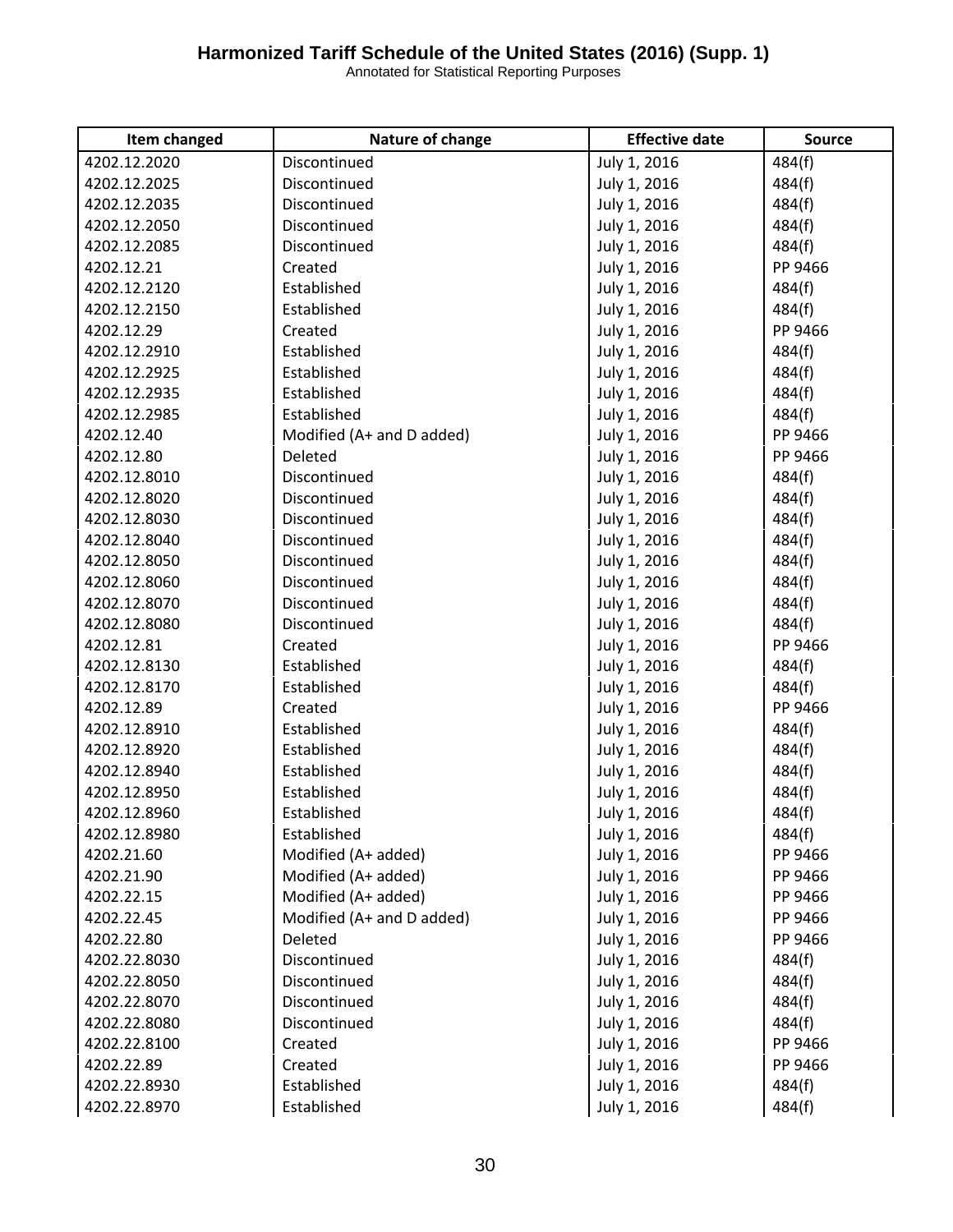| Item changed | Nature of change | Effective date | Source |
| --- | --- | --- | --- |
| 4202.12.2020 | Discontinued | July 1, 2016 | 484(f) |
| 4202.12.2025 | Discontinued | July 1, 2016 | 484(f) |
| 4202.12.2035 | Discontinued | July 1, 2016 | 484(f) |
| 4202.12.2050 | Discontinued | July 1, 2016 | 484(f) |
| 4202.12.2085 | Discontinued | July 1, 2016 | 484(f) |
| 4202.12.21 | Created | July 1, 2016 | PP 9466 |
| 4202.12.2120 | Established | July 1, 2016 | 484(f) |
| 4202.12.2150 | Established | July 1, 2016 | 484(f) |
| 4202.12.29 | Created | July 1, 2016 | PP 9466 |
| 4202.12.2910 | Established | July 1, 2016 | 484(f) |
| 4202.12.2925 | Established | July 1, 2016 | 484(f) |
| 4202.12.2935 | Established | July 1, 2016 | 484(f) |
| 4202.12.2985 | Established | July 1, 2016 | 484(f) |
| 4202.12.40 | Modified (A+ and D added) | July 1, 2016 | PP 9466 |
| 4202.12.80 | Deleted | July 1, 2016 | PP 9466 |
| 4202.12.8010 | Discontinued | July 1, 2016 | 484(f) |
| 4202.12.8020 | Discontinued | July 1, 2016 | 484(f) |
| 4202.12.8030 | Discontinued | July 1, 2016 | 484(f) |
| 4202.12.8040 | Discontinued | July 1, 2016 | 484(f) |
| 4202.12.8050 | Discontinued | July 1, 2016 | 484(f) |
| 4202.12.8060 | Discontinued | July 1, 2016 | 484(f) |
| 4202.12.8070 | Discontinued | July 1, 2016 | 484(f) |
| 4202.12.8080 | Discontinued | July 1, 2016 | 484(f) |
| 4202.12.81 | Created | July 1, 2016 | PP 9466 |
| 4202.12.8130 | Established | July 1, 2016 | 484(f) |
| 4202.12.8170 | Established | July 1, 2016 | 484(f) |
| 4202.12.89 | Created | July 1, 2016 | PP 9466 |
| 4202.12.8910 | Established | July 1, 2016 | 484(f) |
| 4202.12.8920 | Established | July 1, 2016 | 484(f) |
| 4202.12.8940 | Established | July 1, 2016 | 484(f) |
| 4202.12.8950 | Established | July 1, 2016 | 484(f) |
| 4202.12.8960 | Established | July 1, 2016 | 484(f) |
| 4202.12.8980 | Established | July 1, 2016 | 484(f) |
| 4202.21.60 | Modified (A+ added) | July 1, 2016 | PP 9466 |
| 4202.21.90 | Modified (A+ added) | July 1, 2016 | PP 9466 |
| 4202.22.15 | Modified (A+ added) | July 1, 2016 | PP 9466 |
| 4202.22.45 | Modified (A+ and D added) | July 1, 2016 | PP 9466 |
| 4202.22.80 | Deleted | July 1, 2016 | PP 9466 |
| 4202.22.8030 | Discontinued | July 1, 2016 | 484(f) |
| 4202.22.8050 | Discontinued | July 1, 2016 | 484(f) |
| 4202.22.8070 | Discontinued | July 1, 2016 | 484(f) |
| 4202.22.8080 | Discontinued | July 1, 2016 | 484(f) |
| 4202.22.8100 | Created | July 1, 2016 | PP 9466 |
| 4202.22.89 | Created | July 1, 2016 | PP 9466 |
| 4202.22.8930 | Established | July 1, 2016 | 484(f) |
| 4202.22.8970 | Established | July 1, 2016 | 484(f) |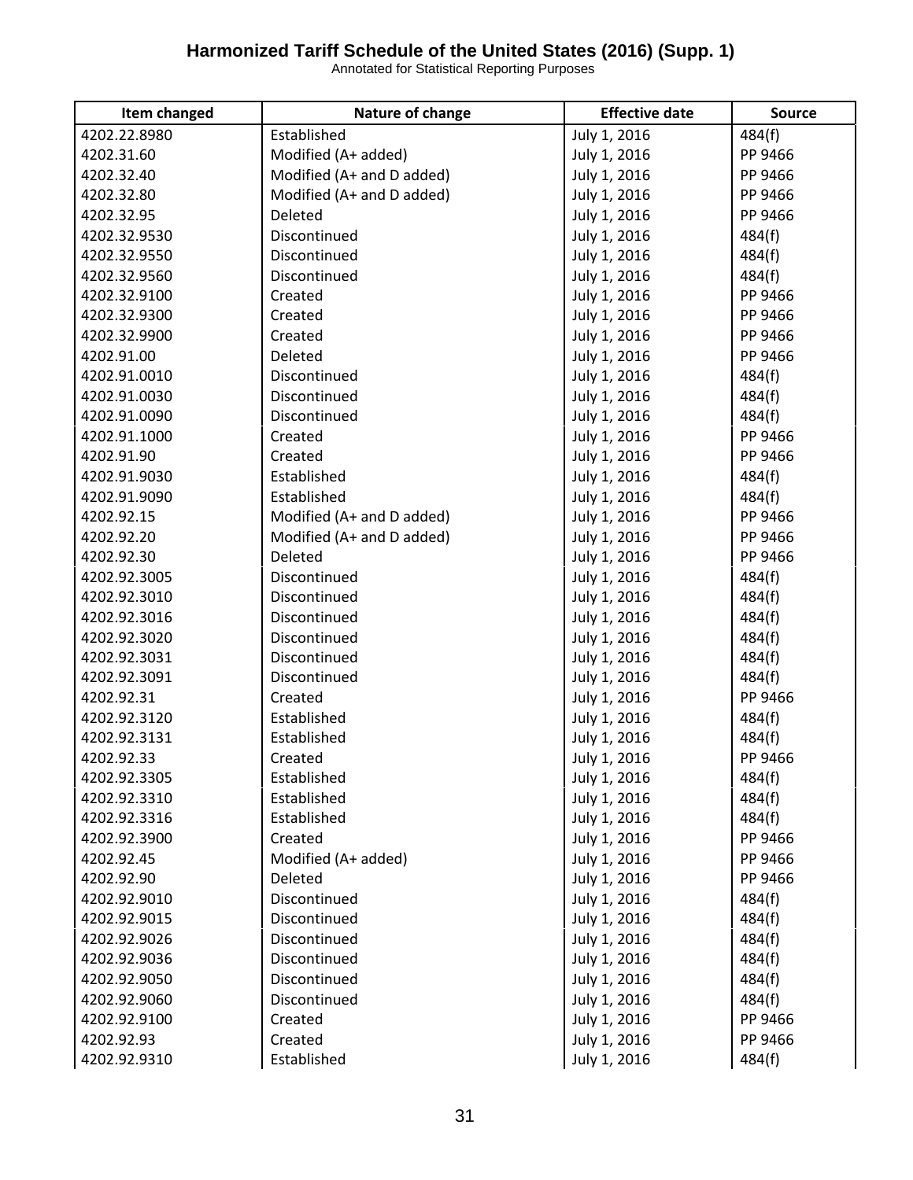| Item changed | Nature of change | Effective date | Source |
|---|---|---|---|
| 4202.22.8980 | Established | July 1, 2016 | 484(f) |
| 4202.31.60 | Modified (A+ added) | July 1, 2016 | PP 9466 |
| 4202.32.40 | Modified (A+ and D added) | July 1, 2016 | PP 9466 |
| 4202.32.80 | Modified (A+ and D added) | July 1, 2016 | PP 9466 |
| 4202.32.95 | Deleted | July 1, 2016 | PP 9466 |
| 4202.32.9530 | Discontinued | July 1, 2016 | 484(f) |
| 4202.32.9550 | Discontinued | July 1, 2016 | 484(f) |
| 4202.32.9560 | Discontinued | July 1, 2016 | 484(f) |
| 4202.32.9100 | Created | July 1, 2016 | PP 9466 |
| 4202.32.9300 | Created | July 1, 2016 | PP 9466 |
| 4202.32.9900 | Created | July 1, 2016 | PP 9466 |
| 4202.91.00 | Deleted | July 1, 2016 | PP 9466 |
| 4202.91.0010 | Discontinued | July 1, 2016 | 484(f) |
| 4202.91.0030 | Discontinued | July 1, 2016 | 484(f) |
| 4202.91.0090 | Discontinued | July 1, 2016 | 484(f) |
| 4202.91.1000 | Created | July 1, 2016 | PP 9466 |
| 4202.91.90 | Created | July 1, 2016 | PP 9466 |
| 4202.91.9030 | Established | July 1, 2016 | 484(f) |
| 4202.91.9090 | Established | July 1, 2016 | 484(f) |
| 4202.92.15 | Modified (A+ and D added) | July 1, 2016 | PP 9466 |
| 4202.92.20 | Modified (A+ and D added) | July 1, 2016 | PP 9466 |
| 4202.92.30 | Deleted | July 1, 2016 | PP 9466 |
| 4202.92.3005 | Discontinued | July 1, 2016 | 484(f) |
| 4202.92.3010 | Discontinued | July 1, 2016 | 484(f) |
| 4202.92.3016 | Discontinued | July 1, 2016 | 484(f) |
| 4202.92.3020 | Discontinued | July 1, 2016 | 484(f) |
| 4202.92.3031 | Discontinued | July 1, 2016 | 484(f) |
| 4202.92.3091 | Discontinued | July 1, 2016 | 484(f) |
| 4202.92.31 | Created | July 1, 2016 | PP 9466 |
| 4202.92.3120 | Established | July 1, 2016 | 484(f) |
| 4202.92.3131 | Established | July 1, 2016 | 484(f) |
| 4202.92.33 | Created | July 1, 2016 | PP 9466 |
| 4202.92.3305 | Established | July 1, 2016 | 484(f) |
| 4202.92.3310 | Established | July 1, 2016 | 484(f) |
| 4202.92.3316 | Established | July 1, 2016 | 484(f) |
| 4202.92.3900 | Created | July 1, 2016 | PP 9466 |
| 4202.92.45 | Modified (A+ added) | July 1, 2016 | PP 9466 |
| 4202.92.90 | Deleted | July 1, 2016 | PP 9466 |
| 4202.92.9010 | Discontinued | July 1, 2016 | 484(f) |
| 4202.92.9015 | Discontinued | July 1, 2016 | 484(f) |
| 4202.92.9026 | Discontinued | July 1, 2016 | 484(f) |
| 4202.92.9036 | Discontinued | July 1, 2016 | 484(f) |
| 4202.92.9050 | Discontinued | July 1, 2016 | 484(f) |
| 4202.92.9060 | Discontinued | July 1, 2016 | 484(f) |
| 4202.92.9100 | Created | July 1, 2016 | PP 9466 |
| 4202.92.93 | Created | July 1, 2016 | PP 9466 |
| 4202.92.9310 | Established | July 1, 2016 | 484(f) |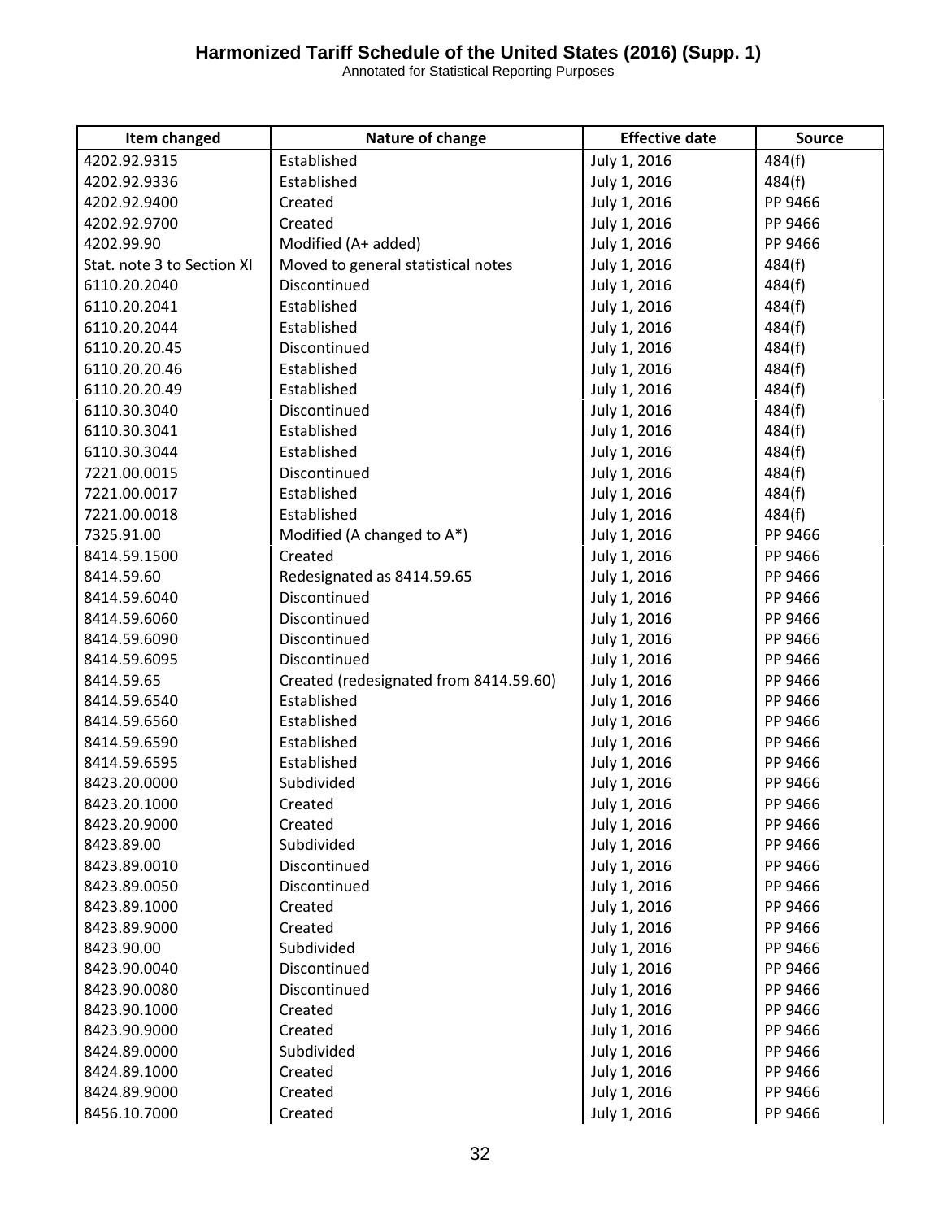| Item changed | Nature of change | Effective date | Source |
|---|---|---|---|
| 4202.92.9315 | Established | July 1, 2016 | 484(f) |
| 4202.92.9336 | Established | July 1, 2016 | 484(f) |
| 4202.92.9400 | Created | July 1, 2016 | PP 9466 |
| 4202.92.9700 | Created | July 1, 2016 | PP 9466 |
| 4202.99.90 | Modified (A+ added) | July 1, 2016 | PP 9466 |
| Stat. note 3 to Section XI | Moved to general statistical notes | July 1, 2016 | 484(f) |
| 6110.20.2040 | Discontinued | July 1, 2016 | 484(f) |
| 6110.20.2041 | Established | July 1, 2016 | 484(f) |
| 6110.20.2044 | Established | July 1, 2016 | 484(f) |
| 6110.20.20.45 | Discontinued | July 1, 2016 | 484(f) |
| 6110.20.20.46 | Established | July 1, 2016 | 484(f) |
| 6110.20.20.49 | Established | July 1, 2016 | 484(f) |
| 6110.30.3040 | Discontinued | July 1, 2016 | 484(f) |
| 6110.30.3041 | Established | July 1, 2016 | 484(f) |
| 6110.30.3044 | Established | July 1, 2016 | 484(f) |
| 7221.00.0015 | Discontinued | July 1, 2016 | 484(f) |
| 7221.00.0017 | Established | July 1, 2016 | 484(f) |
| 7221.00.0018 | Established | July 1, 2016 | 484(f) |
| 7325.91.00 | Modified (A changed to A*) | July 1, 2016 | PP 9466 |
| 8414.59.1500 | Created | July 1, 2016 | PP 9466 |
| 8414.59.60 | Redesignated as 8414.59.65 | July 1, 2016 | PP 9466 |
| 8414.59.6040 | Discontinued | July 1, 2016 | PP 9466 |
| 8414.59.6060 | Discontinued | July 1, 2016 | PP 9466 |
| 8414.59.6090 | Discontinued | July 1, 2016 | PP 9466 |
| 8414.59.6095 | Discontinued | July 1, 2016 | PP 9466 |
| 8414.59.65 | Created (redesignated from 8414.59.60) | July 1, 2016 | PP 9466 |
| 8414.59.6540 | Established | July 1, 2016 | PP 9466 |
| 8414.59.6560 | Established | July 1, 2016 | PP 9466 |
| 8414.59.6590 | Established | July 1, 2016 | PP 9466 |
| 8414.59.6595 | Established | July 1, 2016 | PP 9466 |
| 8423.20.0000 | Subdivided | July 1, 2016 | PP 9466 |
| 8423.20.1000 | Created | July 1, 2016 | PP 9466 |
| 8423.20.9000 | Created | July 1, 2016 | PP 9466 |
| 8423.89.00 | Subdivided | July 1, 2016 | PP 9466 |
| 8423.89.0010 | Discontinued | July 1, 2016 | PP 9466 |
| 8423.89.0050 | Discontinued | July 1, 2016 | PP 9466 |
| 8423.89.1000 | Created | July 1, 2016 | PP 9466 |
| 8423.89.9000 | Created | July 1, 2016 | PP 9466 |
| 8423.90.00 | Subdivided | July 1, 2016 | PP 9466 |
| 8423.90.0040 | Discontinued | July 1, 2016 | PP 9466 |
| 8423.90.0080 | Discontinued | July 1, 2016 | PP 9466 |
| 8423.90.1000 | Created | July 1, 2016 | PP 9466 |
| 8423.90.9000 | Created | July 1, 2016 | PP 9466 |
| 8424.89.0000 | Subdivided | July 1, 2016 | PP 9466 |
| 8424.89.1000 | Created | July 1, 2016 | PP 9466 |
| 8424.89.9000 | Created | July 1, 2016 | PP 9466 |
| 8456.10.7000 | Created | July 1, 2016 | PP 9466 |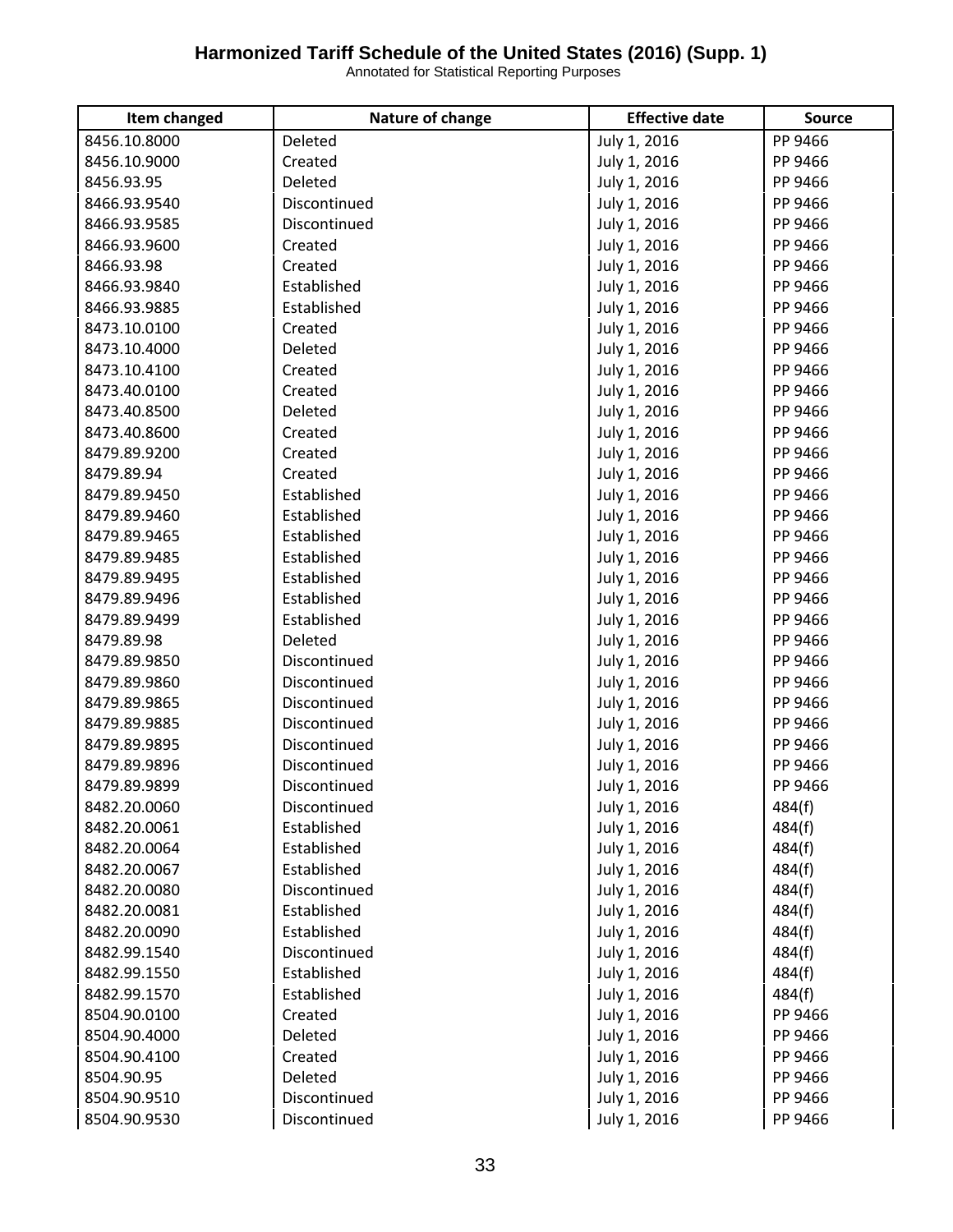| Item changed | Nature of change | Effective date | Source |
|---|---|---|---|
| 8456.10.8000 | Deleted | July 1, 2016 | PP 9466 |
| 8456.10.9000 | Created | July 1, 2016 | PP 9466 |
| 8456.93.95 | Deleted | July 1, 2016 | PP 9466 |
| 8466.93.9540 | Discontinued | July 1, 2016 | PP 9466 |
| 8466.93.9585 | Discontinued | July 1, 2016 | PP 9466 |
| 8466.93.9600 | Created | July 1, 2016 | PP 9466 |
| 8466.93.98 | Created | July 1, 2016 | PP 9466 |
| 8466.93.9840 | Established | July 1, 2016 | PP 9466 |
| 8466.93.9885 | Established | July 1, 2016 | PP 9466 |
| 8473.10.0100 | Created | July 1, 2016 | PP 9466 |
| 8473.10.4000 | Deleted | July 1, 2016 | PP 9466 |
| 8473.10.4100 | Created | July 1, 2016 | PP 9466 |
| 8473.40.0100 | Created | July 1, 2016 | PP 9466 |
| 8473.40.8500 | Deleted | July 1, 2016 | PP 9466 |
| 8473.40.8600 | Created | July 1, 2016 | PP 9466 |
| 8479.89.9200 | Created | July 1, 2016 | PP 9466 |
| 8479.89.94 | Created | July 1, 2016 | PP 9466 |
| 8479.89.9450 | Established | July 1, 2016 | PP 9466 |
| 8479.89.9460 | Established | July 1, 2016 | PP 9466 |
| 8479.89.9465 | Established | July 1, 2016 | PP 9466 |
| 8479.89.9485 | Established | July 1, 2016 | PP 9466 |
| 8479.89.9495 | Established | July 1, 2016 | PP 9466 |
| 8479.89.9496 | Established | July 1, 2016 | PP 9466 |
| 8479.89.9499 | Established | July 1, 2016 | PP 9466 |
| 8479.89.98 | Deleted | July 1, 2016 | PP 9466 |
| 8479.89.9850 | Discontinued | July 1, 2016 | PP 9466 |
| 8479.89.9860 | Discontinued | July 1, 2016 | PP 9466 |
| 8479.89.9865 | Discontinued | July 1, 2016 | PP 9466 |
| 8479.89.9885 | Discontinued | July 1, 2016 | PP 9466 |
| 8479.89.9895 | Discontinued | July 1, 2016 | PP 9466 |
| 8479.89.9896 | Discontinued | July 1, 2016 | PP 9466 |
| 8479.89.9899 | Discontinued | July 1, 2016 | PP 9466 |
| 8482.20.0060 | Discontinued | July 1, 2016 | 484(f) |
| 8482.20.0061 | Established | July 1, 2016 | 484(f) |
| 8482.20.0064 | Established | July 1, 2016 | 484(f) |
| 8482.20.0067 | Established | July 1, 2016 | 484(f) |
| 8482.20.0080 | Discontinued | July 1, 2016 | 484(f) |
| 8482.20.0081 | Established | July 1, 2016 | 484(f) |
| 8482.20.0090 | Established | July 1, 2016 | 484(f) |
| 8482.99.1540 | Discontinued | July 1, 2016 | 484(f) |
| 8482.99.1550 | Established | July 1, 2016 | 484(f) |
| 8482.99.1570 | Established | July 1, 2016 | 484(f) |
| 8504.90.0100 | Created | July 1, 2016 | PP 9466 |
| 8504.90.4000 | Deleted | July 1, 2016 | PP 9466 |
| 8504.90.4100 | Created | July 1, 2016 | PP 9466 |
| 8504.90.95 | Deleted | July 1, 2016 | PP 9466 |
| 8504.90.9510 | Discontinued | July 1, 2016 | PP 9466 |
| 8504.90.9530 | Discontinued | July 1, 2016 | PP 9466 |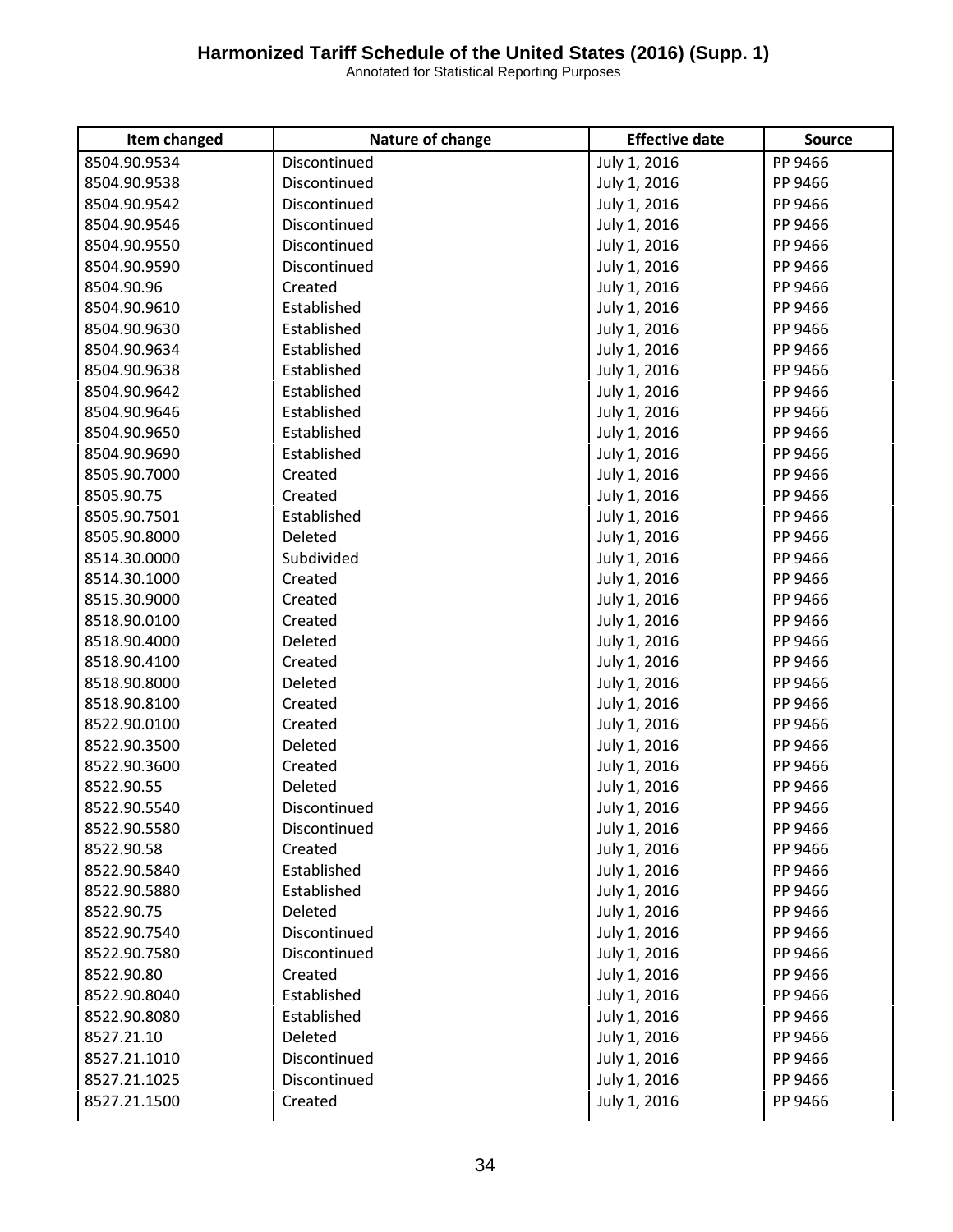| Item changed | Nature of change | Effective date | Source |
|---|---|---|---|
| 8504.90.9534 | Discontinued | July 1, 2016 | PP 9466 |
| 8504.90.9538 | Discontinued | July 1, 2016 | PP 9466 |
| 8504.90.9542 | Discontinued | July 1, 2016 | PP 9466 |
| 8504.90.9546 | Discontinued | July 1, 2016 | PP 9466 |
| 8504.90.9550 | Discontinued | July 1, 2016 | PP 9466 |
| 8504.90.9590 | Discontinued | July 1, 2016 | PP 9466 |
| 8504.90.96 | Created | July 1, 2016 | PP 9466 |
| 8504.90.9610 | Established | July 1, 2016 | PP 9466 |
| 8504.90.9630 | Established | July 1, 2016 | PP 9466 |
| 8504.90.9634 | Established | July 1, 2016 | PP 9466 |
| 8504.90.9638 | Established | July 1, 2016 | PP 9466 |
| 8504.90.9642 | Established | July 1, 2016 | PP 9466 |
| 8504.90.9646 | Established | July 1, 2016 | PP 9466 |
| 8504.90.9650 | Established | July 1, 2016 | PP 9466 |
| 8504.90.9690 | Established | July 1, 2016 | PP 9466 |
| 8505.90.7000 | Created | July 1, 2016 | PP 9466 |
| 8505.90.75 | Created | July 1, 2016 | PP 9466 |
| 8505.90.7501 | Established | July 1, 2016 | PP 9466 |
| 8505.90.8000 | Deleted | July 1, 2016 | PP 9466 |
| 8514.30.0000 | Subdivided | July 1, 2016 | PP 9466 |
| 8514.30.1000 | Created | July 1, 2016 | PP 9466 |
| 8515.30.9000 | Created | July 1, 2016 | PP 9466 |
| 8518.90.0100 | Created | July 1, 2016 | PP 9466 |
| 8518.90.4000 | Deleted | July 1, 2016 | PP 9466 |
| 8518.90.4100 | Created | July 1, 2016 | PP 9466 |
| 8518.90.8000 | Deleted | July 1, 2016 | PP 9466 |
| 8518.90.8100 | Created | July 1, 2016 | PP 9466 |
| 8522.90.0100 | Created | July 1, 2016 | PP 9466 |
| 8522.90.3500 | Deleted | July 1, 2016 | PP 9466 |
| 8522.90.3600 | Created | July 1, 2016 | PP 9466 |
| 8522.90.55 | Deleted | July 1, 2016 | PP 9466 |
| 8522.90.5540 | Discontinued | July 1, 2016 | PP 9466 |
| 8522.90.5580 | Discontinued | July 1, 2016 | PP 9466 |
| 8522.90.58 | Created | July 1, 2016 | PP 9466 |
| 8522.90.5840 | Established | July 1, 2016 | PP 9466 |
| 8522.90.5880 | Established | July 1, 2016 | PP 9466 |
| 8522.90.75 | Deleted | July 1, 2016 | PP 9466 |
| 8522.90.7540 | Discontinued | July 1, 2016 | PP 9466 |
| 8522.90.7580 | Discontinued | July 1, 2016 | PP 9466 |
| 8522.90.80 | Created | July 1, 2016 | PP 9466 |
| 8522.90.8040 | Established | July 1, 2016 | PP 9466 |
| 8522.90.8080 | Established | July 1, 2016 | PP 9466 |
| 8527.21.10 | Deleted | July 1, 2016 | PP 9466 |
| 8527.21.1010 | Discontinued | July 1, 2016 | PP 9466 |
| 8527.21.1025 | Discontinued | July 1, 2016 | PP 9466 |
| 8527.21.1500 | Created | July 1, 2016 | PP 9466 |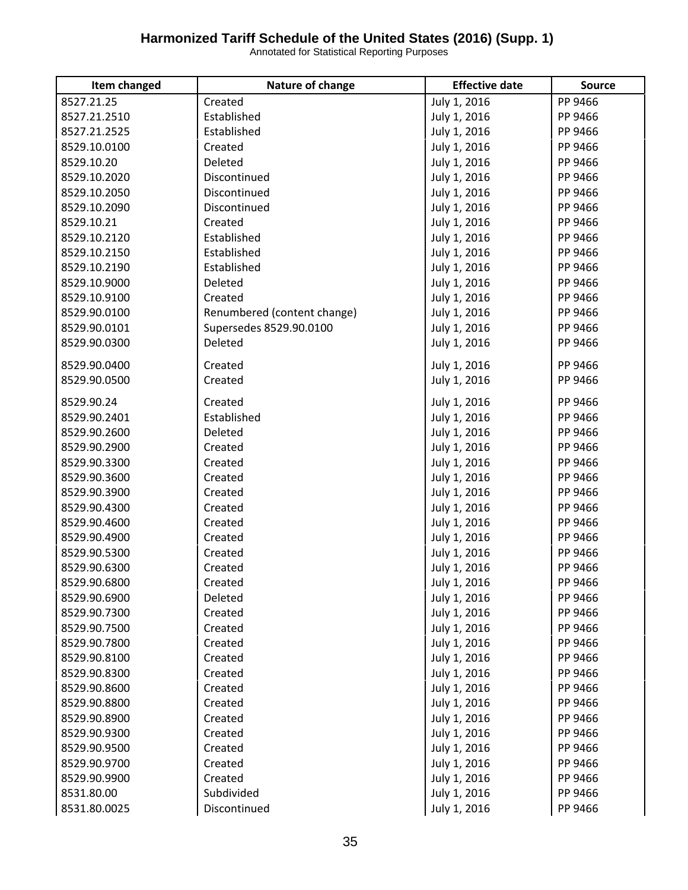# Harmonized Tariff Schedule of the United States (2016) (Supp. 1)

Annotated for Statistical Reporting Purposes

| Item changed | Nature of change | Effective date | Source |
|---|---|---|---|
| 8527.21.25 | Created | July 1, 2016 | PP 9466 |
| 8527.21.2510 | Established | July 1, 2016 | PP 9466 |
| 8527.21.2525 | Established | July 1, 2016 | PP 9466 |
| 8529.10.0100 | Created | July 1, 2016 | PP 9466 |
| 8529.10.20 | Deleted | July 1, 2016 | PP 9466 |
| 8529.10.2020 | Discontinued | July 1, 2016 | PP 9466 |
| 8529.10.2050 | Discontinued | July 1, 2016 | PP 9466 |
| 8529.10.2090 | Discontinued | July 1, 2016 | PP 9466 |
| 8529.10.21 | Created | July 1, 2016 | PP 9466 |
| 8529.10.2120 | Established | July 1, 2016 | PP 9466 |
| 8529.10.2150 | Established | July 1, 2016 | PP 9466 |
| 8529.10.2190 | Established | July 1, 2016 | PP 9466 |
| 8529.10.9000 | Deleted | July 1, 2016 | PP 9466 |
| 8529.10.9100 | Created | July 1, 2016 | PP 9466 |
| 8529.90.0100 | Renumbered (content change) | July 1, 2016 | PP 9466 |
| 8529.90.0101 | Supersedes 8529.90.0100 | July 1, 2016 | PP 9466 |
| 8529.90.0300 | Deleted | July 1, 2016 | PP 9466 |
| 8529.90.0400 | Created | July 1, 2016 | PP 9466 |
| 8529.90.0500 | Created | July 1, 2016 | PP 9466 |
| 8529.90.24 | Created | July 1, 2016 | PP 9466 |
| 8529.90.2401 | Established | July 1, 2016 | PP 9466 |
| 8529.90.2600 | Deleted | July 1, 2016 | PP 9466 |
| 8529.90.2900 | Created | July 1, 2016 | PP 9466 |
| 8529.90.3300 | Created | July 1, 2016 | PP 9466 |
| 8529.90.3600 | Created | July 1, 2016 | PP 9466 |
| 8529.90.3900 | Created | July 1, 2016 | PP 9466 |
| 8529.90.4300 | Created | July 1, 2016 | PP 9466 |
| 8529.90.4600 | Created | July 1, 2016 | PP 9466 |
| 8529.90.4900 | Created | July 1, 2016 | PP 9466 |
| 8529.90.5300 | Created | July 1, 2016 | PP 9466 |
| 8529.90.6300 | Created | July 1, 2016 | PP 9466 |
| 8529.90.6800 | Created | July 1, 2016 | PP 9466 |
| 8529.90.6900 | Deleted | July 1, 2016 | PP 9466 |
| 8529.90.7300 | Created | July 1, 2016 | PP 9466 |
| 8529.90.7500 | Created | July 1, 2016 | PP 9466 |
| 8529.90.7800 | Created | July 1, 2016 | PP 9466 |
| 8529.90.8100 | Created | July 1, 2016 | PP 9466 |
| 8529.90.8300 | Created | July 1, 2016 | PP 9466 |
| 8529.90.8600 | Created | July 1, 2016 | PP 9466 |
| 8529.90.8800 | Created | July 1, 2016 | PP 9466 |
| 8529.90.8900 | Created | July 1, 2016 | PP 9466 |
| 8529.90.9300 | Created | July 1, 2016 | PP 9466 |
| 8529.90.9500 | Created | July 1, 2016 | PP 9466 |
| 8529.90.9700 | Created | July 1, 2016 | PP 9466 |
| 8529.90.9900 | Created | July 1, 2016 | PP 9466 |
| 8531.80.00 | Subdivided | July 1, 2016 | PP 9466 |
| 8531.80.0025 | Discontinued | July 1, 2016 | PP 9466 |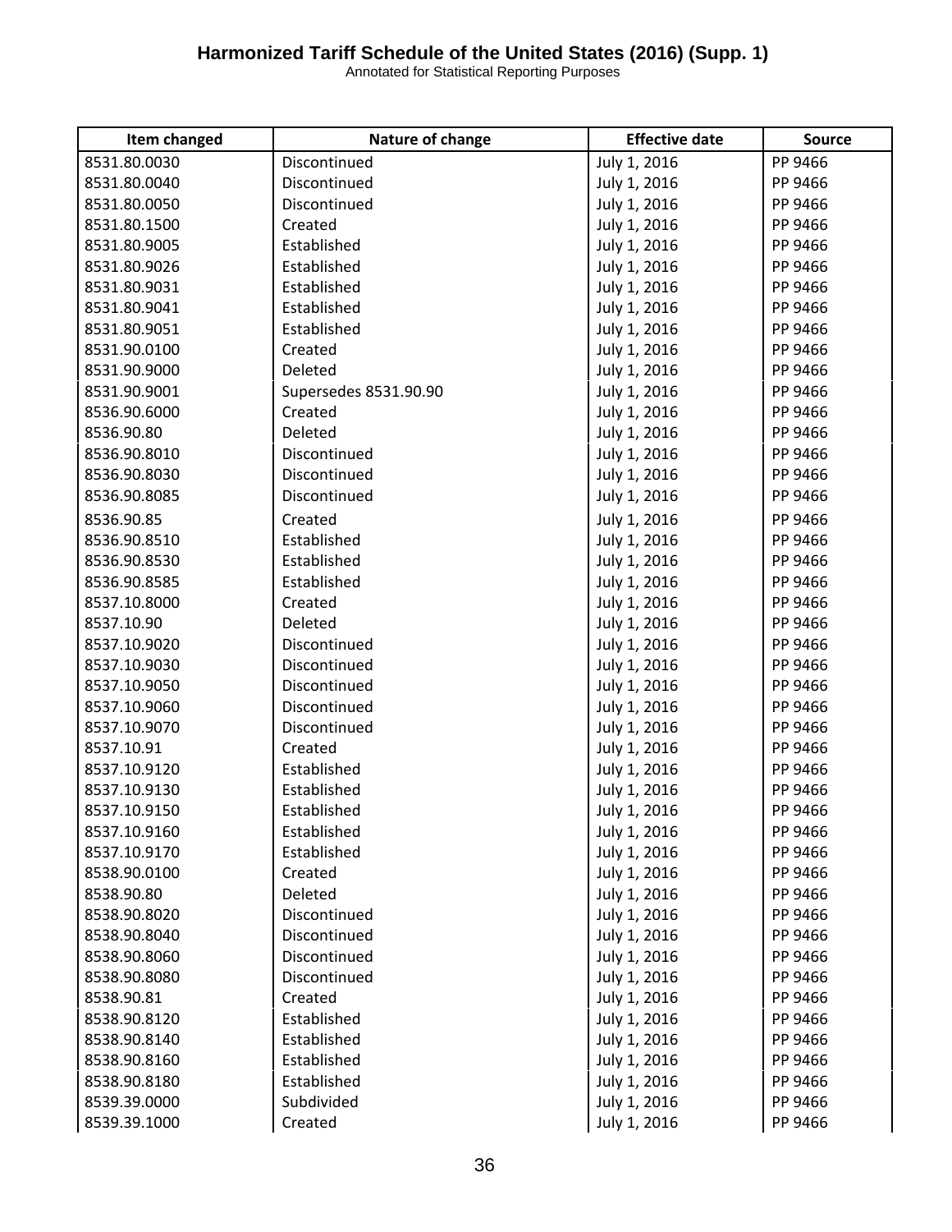| Item changed | Nature of change | Effective date | Source |
|---|---|---|---|
| 8531.80.0030 | Discontinued | July 1, 2016 | PP 9466 |
| 8531.80.0040 | Discontinued | July 1, 2016 | PP 9466 |
| 8531.80.0050 | Discontinued | July 1, 2016 | PP 9466 |
| 8531.80.1500 | Created | July 1, 2016 | PP 9466 |
| 8531.80.9005 | Established | July 1, 2016 | PP 9466 |
| 8531.80.9026 | Established | July 1, 2016 | PP 9466 |
| 8531.80.9031 | Established | July 1, 2016 | PP 9466 |
| 8531.80.9041 | Established | July 1, 2016 | PP 9466 |
| 8531.80.9051 | Established | July 1, 2016 | PP 9466 |
| 8531.90.0100 | Created | July 1, 2016 | PP 9466 |
| 8531.90.9000 | Deleted | July 1, 2016 | PP 9466 |
| 8531.90.9001 | Supersedes 8531.90.90 | July 1, 2016 | PP 9466 |
| 8536.90.6000 | Created | July 1, 2016 | PP 9466 |
| 8536.90.80 | Deleted | July 1, 2016 | PP 9466 |
| 8536.90.8010 | Discontinued | July 1, 2016 | PP 9466 |
| 8536.90.8030 | Discontinued | July 1, 2016 | PP 9466 |
| 8536.90.8085 | Discontinued | July 1, 2016 | PP 9466 |
| 8536.90.85 | Created | July 1, 2016 | PP 9466 |
| 8536.90.8510 | Established | July 1, 2016 | PP 9466 |
| 8536.90.8530 | Established | July 1, 2016 | PP 9466 |
| 8536.90.8585 | Established | July 1, 2016 | PP 9466 |
| 8537.10.8000 | Created | July 1, 2016 | PP 9466 |
| 8537.10.90 | Deleted | July 1, 2016 | PP 9466 |
| 8537.10.9020 | Discontinued | July 1, 2016 | PP 9466 |
| 8537.10.9030 | Discontinued | July 1, 2016 | PP 9466 |
| 8537.10.9050 | Discontinued | July 1, 2016 | PP 9466 |
| 8537.10.9060 | Discontinued | July 1, 2016 | PP 9466 |
| 8537.10.9070 | Discontinued | July 1, 2016 | PP 9466 |
| 8537.10.91 | Created | July 1, 2016 | PP 9466 |
| 8537.10.9120 | Established | July 1, 2016 | PP 9466 |
| 8537.10.9130 | Established | July 1, 2016 | PP 9466 |
| 8537.10.9150 | Established | July 1, 2016 | PP 9466 |
| 8537.10.9160 | Established | July 1, 2016 | PP 9466 |
| 8537.10.9170 | Established | July 1, 2016 | PP 9466 |
| 8538.90.0100 | Created | July 1, 2016 | PP 9466 |
| 8538.90.80 | Deleted | July 1, 2016 | PP 9466 |
| 8538.90.8020 | Discontinued | July 1, 2016 | PP 9466 |
| 8538.90.8040 | Discontinued | July 1, 2016 | PP 9466 |
| 8538.90.8060 | Discontinued | July 1, 2016 | PP 9466 |
| 8538.90.8080 | Discontinued | July 1, 2016 | PP 9466 |
| 8538.90.81 | Created | July 1, 2016 | PP 9466 |
| 8538.90.8120 | Established | July 1, 2016 | PP 9466 |
| 8538.90.8140 | Established | July 1, 2016 | PP 9466 |
| 8538.90.8160 | Established | July 1, 2016 | PP 9466 |
| 8538.90.8180 | Established | July 1, 2016 | PP 9466 |
| 8539.39.0000 | Subdivided | July 1, 2016 | PP 9466 |
| 8539.39.1000 | Created | July 1, 2016 | PP 9466 |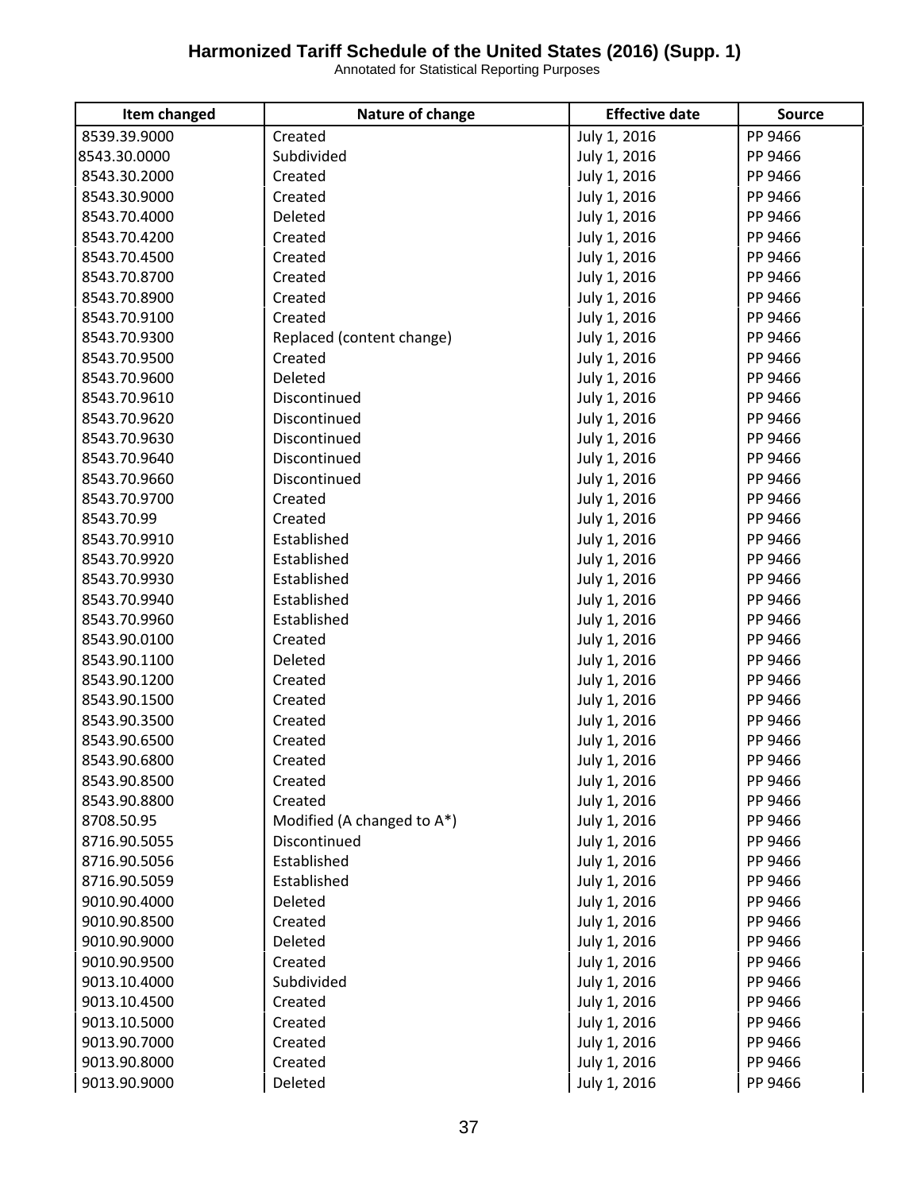| Item changed | Nature of change | Effective date | Source |
|---|---|---|---|
| 8539.39.9000 | Created | July 1, 2016 | PP 9466 |
| 8543.30.0000 | Subdivided | July 1, 2016 | PP 9466 |
| 8543.30.2000 | Created | July 1, 2016 | PP 9466 |
| 8543.30.9000 | Created | July 1, 2016 | PP 9466 |
| 8543.70.4000 | Deleted | July 1, 2016 | PP 9466 |
| 8543.70.4200 | Created | July 1, 2016 | PP 9466 |
| 8543.70.4500 | Created | July 1, 2016 | PP 9466 |
| 8543.70.8700 | Created | July 1, 2016 | PP 9466 |
| 8543.70.8900 | Created | July 1, 2016 | PP 9466 |
| 8543.70.9100 | Created | July 1, 2016 | PP 9466 |
| 8543.70.9300 | Replaced (content change) | July 1, 2016 | PP 9466 |
| 8543.70.9500 | Created | July 1, 2016 | PP 9466 |
| 8543.70.9600 | Deleted | July 1, 2016 | PP 9466 |
| 8543.70.9610 | Discontinued | July 1, 2016 | PP 9466 |
| 8543.70.9620 | Discontinued | July 1, 2016 | PP 9466 |
| 8543.70.9630 | Discontinued | July 1, 2016 | PP 9466 |
| 8543.70.9640 | Discontinued | July 1, 2016 | PP 9466 |
| 8543.70.9660 | Discontinued | July 1, 2016 | PP 9466 |
| 8543.70.9700 | Created | July 1, 2016 | PP 9466 |
| 8543.70.99 | Created | July 1, 2016 | PP 9466 |
| 8543.70.9910 | Established | July 1, 2016 | PP 9466 |
| 8543.70.9920 | Established | July 1, 2016 | PP 9466 |
| 8543.70.9930 | Established | July 1, 2016 | PP 9466 |
| 8543.70.9940 | Established | July 1, 2016 | PP 9466 |
| 8543.70.9960 | Established | July 1, 2016 | PP 9466 |
| 8543.90.0100 | Created | July 1, 2016 | PP 9466 |
| 8543.90.1100 | Deleted | July 1, 2016 | PP 9466 |
| 8543.90.1200 | Created | July 1, 2016 | PP 9466 |
| 8543.90.1500 | Created | July 1, 2016 | PP 9466 |
| 8543.90.3500 | Created | July 1, 2016 | PP 9466 |
| 8543.90.6500 | Created | July 1, 2016 | PP 9466 |
| 8543.90.6800 | Created | July 1, 2016 | PP 9466 |
| 8543.90.8500 | Created | July 1, 2016 | PP 9466 |
| 8543.90.8800 | Created | July 1, 2016 | PP 9466 |
| 8708.50.95 | Modified (A changed to A*) | July 1, 2016 | PP 9466 |
| 8716.90.5055 | Discontinued | July 1, 2016 | PP 9466 |
| 8716.90.5056 | Established | July 1, 2016 | PP 9466 |
| 8716.90.5059 | Established | July 1, 2016 | PP 9466 |
| 9010.90.4000 | Deleted | July 1, 2016 | PP 9466 |
| 9010.90.8500 | Created | July 1, 2016 | PP 9466 |
| 9010.90.9000 | Deleted | July 1, 2016 | PP 9466 |
| 9010.90.9500 | Created | July 1, 2016 | PP 9466 |
| 9013.10.4000 | Subdivided | July 1, 2016 | PP 9466 |
| 9013.10.4500 | Created | July 1, 2016 | PP 9466 |
| 9013.10.5000 | Created | July 1, 2016 | PP 9466 |
| 9013.90.7000 | Created | July 1, 2016 | PP 9466 |
| 9013.90.8000 | Created | July 1, 2016 | PP 9466 |
| 9013.90.9000 | Deleted | July 1, 2016 | PP 9466 |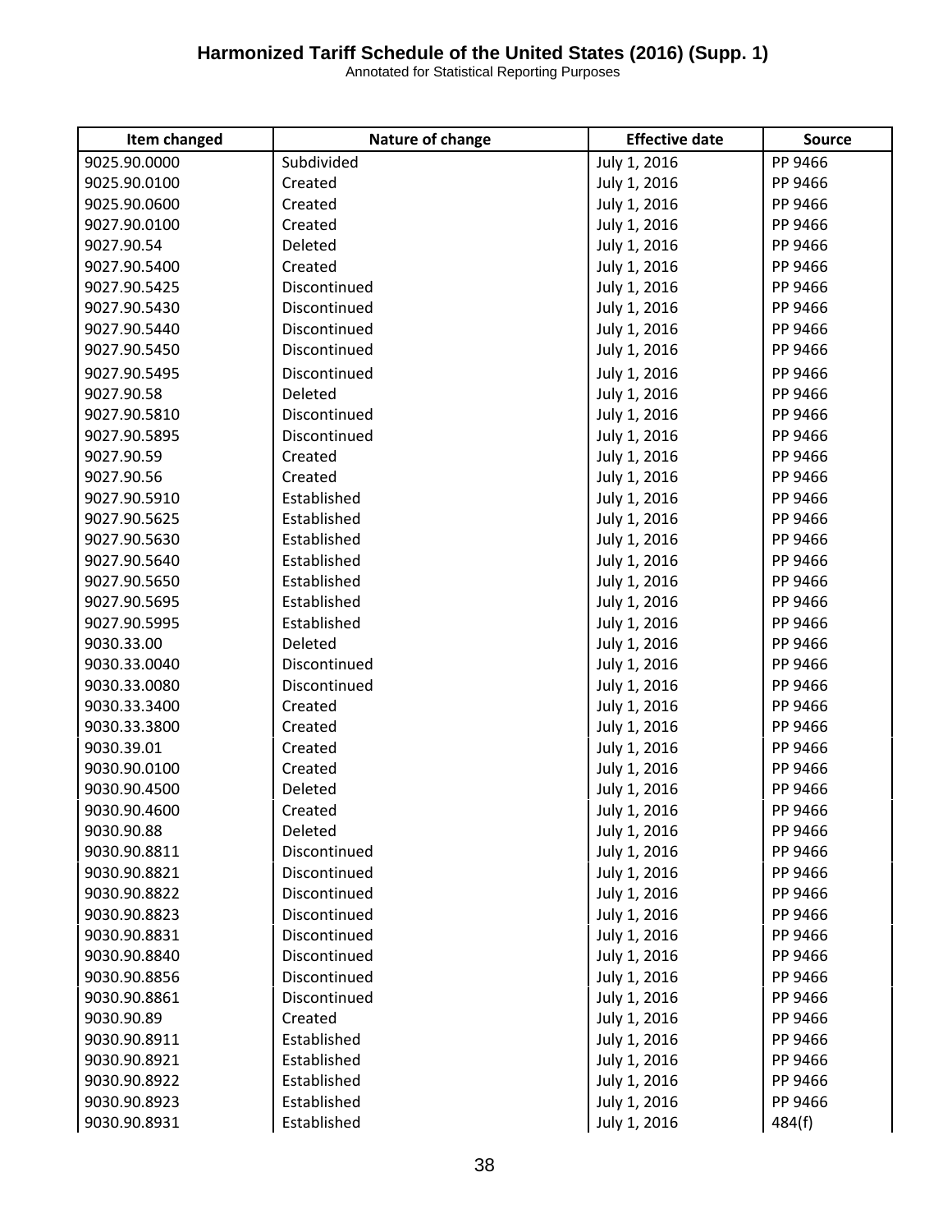| Item changed | Nature of change | Effective date | Source |
|---|---|---|---|
| 9025.90.0000 | Subdivided | July 1, 2016 | PP 9466 |
| 9025.90.0100 | Created | July 1, 2016 | PP 9466 |
| 9025.90.0600 | Created | July 1, 2016 | PP 9466 |
| 9027.90.0100 | Created | July 1, 2016 | PP 9466 |
| 9027.90.54 | Deleted | July 1, 2016 | PP 9466 |
| 9027.90.5400 | Created | July 1, 2016 | PP 9466 |
| 9027.90.5425 | Discontinued | July 1, 2016 | PP 9466 |
| 9027.90.5430 | Discontinued | July 1, 2016 | PP 9466 |
| 9027.90.5440 | Discontinued | July 1, 2016 | PP 9466 |
| 9027.90.5450 | Discontinued | July 1, 2016 | PP 9466 |
| 9027.90.5495 | Discontinued | July 1, 2016 | PP 9466 |
| 9027.90.58 | Deleted | July 1, 2016 | PP 9466 |
| 9027.90.5810 | Discontinued | July 1, 2016 | PP 9466 |
| 9027.90.5895 | Discontinued | July 1, 2016 | PP 9466 |
| 9027.90.59 | Created | July 1, 2016 | PP 9466 |
| 9027.90.56 | Created | July 1, 2016 | PP 9466 |
| 9027.90.5910 | Established | July 1, 2016 | PP 9466 |
| 9027.90.5625 | Established | July 1, 2016 | PP 9466 |
| 9027.90.5630 | Established | July 1, 2016 | PP 9466 |
| 9027.90.5640 | Established | July 1, 2016 | PP 9466 |
| 9027.90.5650 | Established | July 1, 2016 | PP 9466 |
| 9027.90.5695 | Established | July 1, 2016 | PP 9466 |
| 9027.90.5995 | Established | July 1, 2016 | PP 9466 |
| 9030.33.00 | Deleted | July 1, 2016 | PP 9466 |
| 9030.33.0040 | Discontinued | July 1, 2016 | PP 9466 |
| 9030.33.0080 | Discontinued | July 1, 2016 | PP 9466 |
| 9030.33.3400 | Created | July 1, 2016 | PP 9466 |
| 9030.33.3800 | Created | July 1, 2016 | PP 9466 |
| 9030.39.01 | Created | July 1, 2016 | PP 9466 |
| 9030.90.0100 | Created | July 1, 2016 | PP 9466 |
| 9030.90.4500 | Deleted | July 1, 2016 | PP 9466 |
| 9030.90.4600 | Created | July 1, 2016 | PP 9466 |
| 9030.90.88 | Deleted | July 1, 2016 | PP 9466 |
| 9030.90.8811 | Discontinued | July 1, 2016 | PP 9466 |
| 9030.90.8821 | Discontinued | July 1, 2016 | PP 9466 |
| 9030.90.8822 | Discontinued | July 1, 2016 | PP 9466 |
| 9030.90.8823 | Discontinued | July 1, 2016 | PP 9466 |
| 9030.90.8831 | Discontinued | July 1, 2016 | PP 9466 |
| 9030.90.8840 | Discontinued | July 1, 2016 | PP 9466 |
| 9030.90.8856 | Discontinued | July 1, 2016 | PP 9466 |
| 9030.90.8861 | Discontinued | July 1, 2016 | PP 9466 |
| 9030.90.89 | Created | July 1, 2016 | PP 9466 |
| 9030.90.8911 | Established | July 1, 2016 | PP 9466 |
| 9030.90.8921 | Established | July 1, 2016 | PP 9466 |
| 9030.90.8922 | Established | July 1, 2016 | PP 9466 |
| 9030.90.8923 | Established | July 1, 2016 | PP 9466 |
| 9030.90.8931 | Established | July 1, 2016 | 484(f) |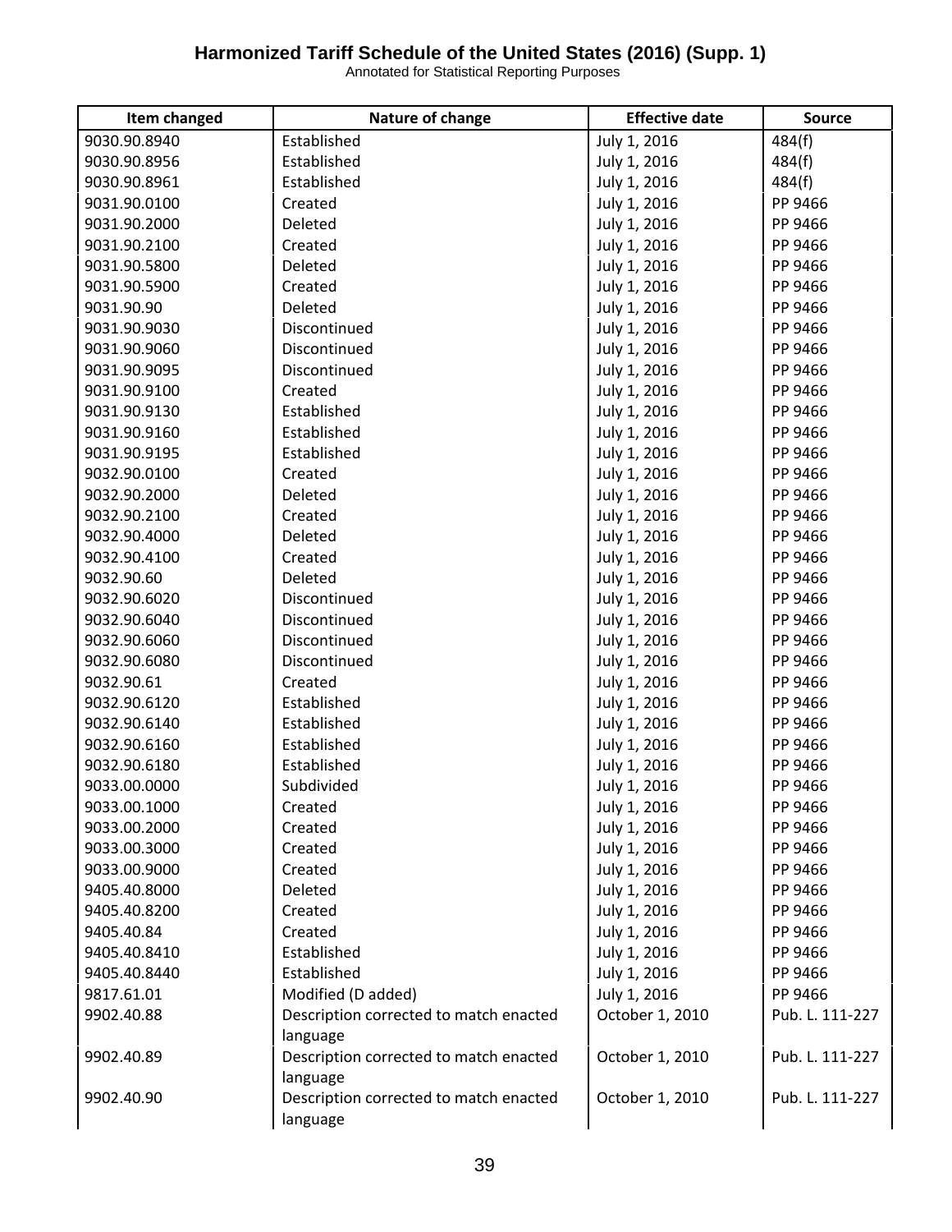| Item changed | Nature of change | Effective date | Source |
|---|---|---|---|
| 9030.90.8940 | Established | July 1, 2016 | 484(f) |
| 9030.90.8956 | Established | July 1, 2016 | 484(f) |
| 9030.90.8961 | Established | July 1, 2016 | 484(f) |
| 9031.90.0100 | Created | July 1, 2016 | PP 9466 |
| 9031.90.2000 | Deleted | July 1, 2016 | PP 9466 |
| 9031.90.2100 | Created | July 1, 2016 | PP 9466 |
| 9031.90.5800 | Deleted | July 1, 2016 | PP 9466 |
| 9031.90.5900 | Created | July 1, 2016 | PP 9466 |
| 9031.90.90 | Deleted | July 1, 2016 | PP 9466 |
| 9031.90.9030 | Discontinued | July 1, 2016 | PP 9466 |
| 9031.90.9060 | Discontinued | July 1, 2016 | PP 9466 |
| 9031.90.9095 | Discontinued | July 1, 2016 | PP 9466 |
| 9031.90.9100 | Created | July 1, 2016 | PP 9466 |
| 9031.90.9130 | Established | July 1, 2016 | PP 9466 |
| 9031.90.9160 | Established | July 1, 2016 | PP 9466 |
| 9031.90.9195 | Established | July 1, 2016 | PP 9466 |
| 9032.90.0100 | Created | July 1, 2016 | PP 9466 |
| 9032.90.2000 | Deleted | July 1, 2016 | PP 9466 |
| 9032.90.2100 | Created | July 1, 2016 | PP 9466 |
| 9032.90.4000 | Deleted | July 1, 2016 | PP 9466 |
| 9032.90.4100 | Created | July 1, 2016 | PP 9466 |
| 9032.90.60 | Deleted | July 1, 2016 | PP 9466 |
| 9032.90.6020 | Discontinued | July 1, 2016 | PP 9466 |
| 9032.90.6040 | Discontinued | July 1, 2016 | PP 9466 |
| 9032.90.6060 | Discontinued | July 1, 2016 | PP 9466 |
| 9032.90.6080 | Discontinued | July 1, 2016 | PP 9466 |
| 9032.90.61 | Created | July 1, 2016 | PP 9466 |
| 9032.90.6120 | Established | July 1, 2016 | PP 9466 |
| 9032.90.6140 | Established | July 1, 2016 | PP 9466 |
| 9032.90.6160 | Established | July 1, 2016 | PP 9466 |
| 9032.90.6180 | Established | July 1, 2016 | PP 9466 |
| 9033.00.0000 | Subdivided | July 1, 2016 | PP 9466 |
| 9033.00.1000 | Created | July 1, 2016 | PP 9466 |
| 9033.00.2000 | Created | July 1, 2016 | PP 9466 |
| 9033.00.3000 | Created | July 1, 2016 | PP 9466 |
| 9033.00.9000 | Created | July 1, 2016 | PP 9466 |
| 9405.40.8000 | Deleted | July 1, 2016 | PP 9466 |
| 9405.40.8200 | Created | July 1, 2016 | PP 9466 |
| 9405.40.84 | Created | July 1, 2016 | PP 9466 |
| 9405.40.8410 | Established | July 1, 2016 | PP 9466 |
| 9405.40.8440 | Established | July 1, 2016 | PP 9466 |
| 9817.61.01 | Modified (D added) | July 1, 2016 | PP 9466 |
| 9902.40.88 | Description corrected to match enacted language | October 1, 2010 | Pub. L. 111-227 |
| 9902.40.89 | Description corrected to match enacted language | October 1, 2010 | Pub. L. 111-227 |
| 9902.40.90 | Description corrected to match enacted language | October 1, 2010 | Pub. L. 111-227 |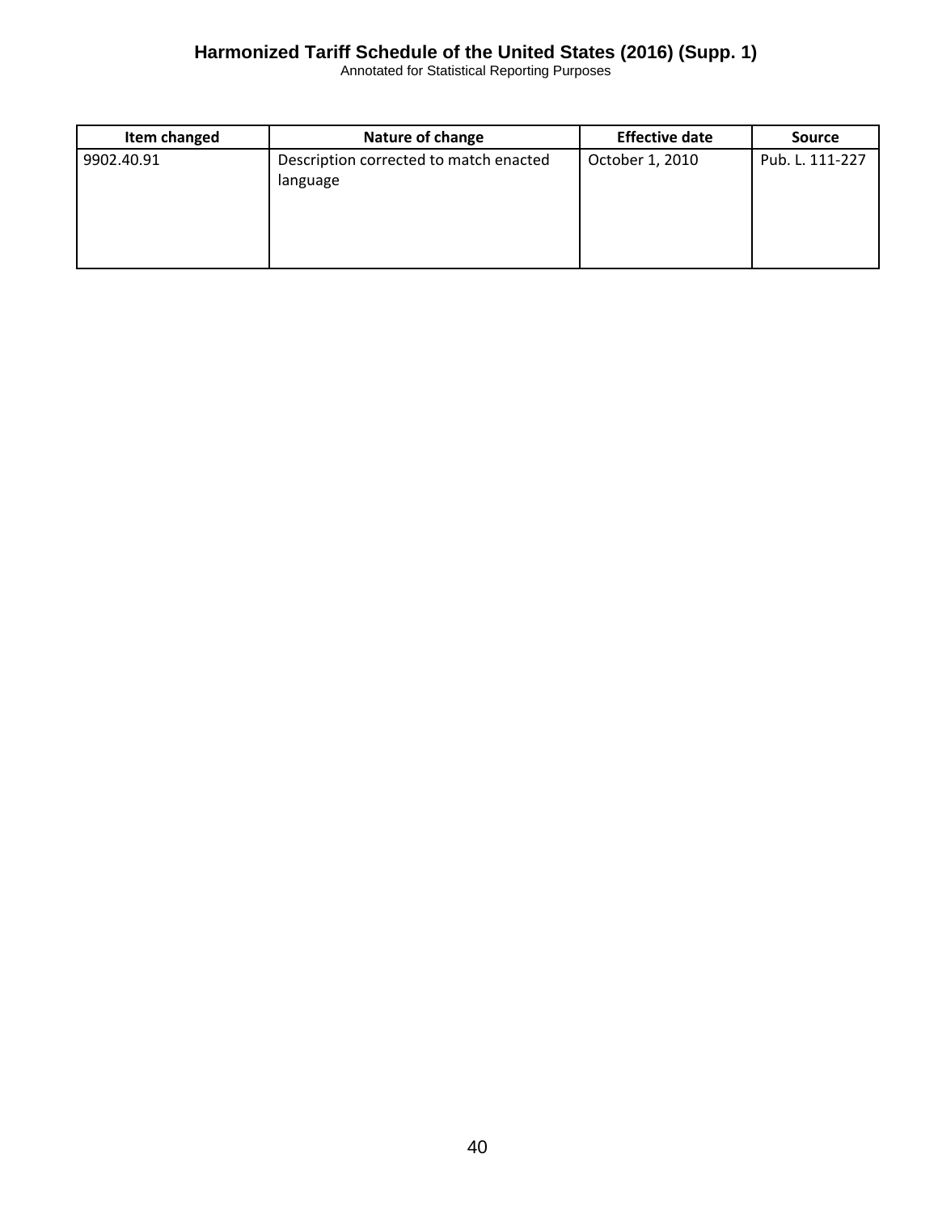| Item changed | Nature of change | Effective date | Source |
|---|---|---|---|
| 9902.40.91 | Description corrected to match enacted language | October 1, 2010 | Pub. L. 111-227 |